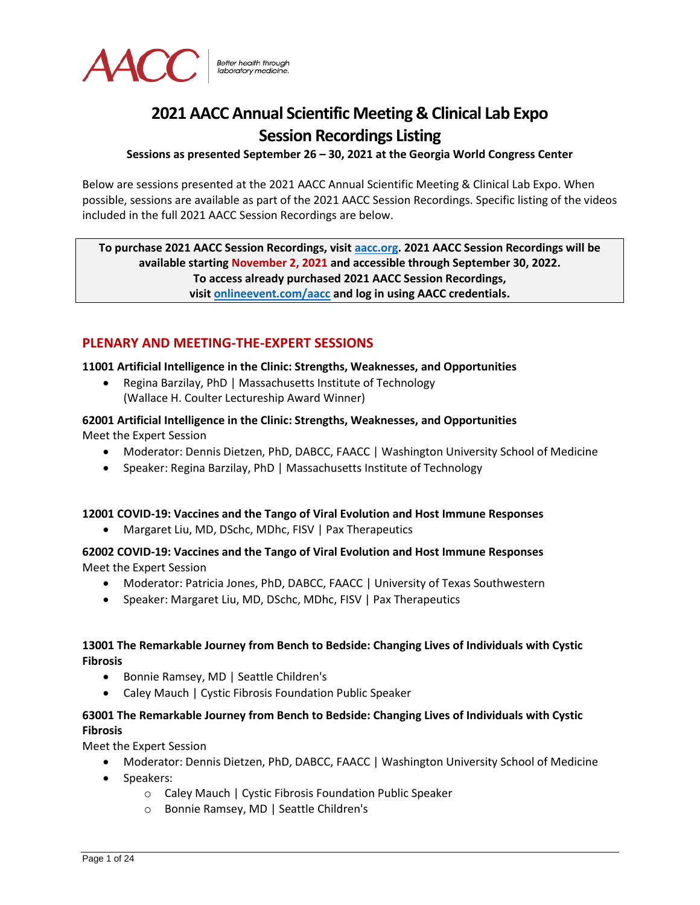# 2021 AACC Annual Scientific Meeting & Clinical Lab Expo
# Session Recordings Listing

**Sessions as presented September 26 – 30, 2021 at the Georgia World Congress Center**

Below are sessions presented at the 2021 AACC Annual Scientific Meeting & Clinical Lab Expo. When possible, sessions are available as part of the 2021 AACC Session Recordings. Specific listing of the videos included in the full 2021 AACC Session Recordings are below.

**To purchase 2021 AACC Session Recordings, visit [aacc.org](aacc.org). 2021 AACC Session Recordings will be available starting November 2, 2021 and accessible through September 30, 2022.**
**To access already purchased 2021 AACC Session Recordings, visit [onlineevent.com/aacc](onlineevent.com/aacc) and log in using AACC credentials.**

## PLENARY AND MEETING-THE-EXPERT SESSIONS

**11001 Artificial Intelligence in the Clinic: Strengths, Weaknesses, and Opportunities**

- Regina Barzilay, PhD | Massachusetts Institute of Technology (Wallace H. Coulter Lectureship Award Winner)

**62001 Artificial Intelligence in the Clinic: Strengths, Weaknesses, and Opportunities**
Meet the Expert Session

- Moderator: Dennis Dietzen, PhD, DABCC, FAACC | Washington University School of Medicine
- Speaker: Regina Barzilay, PhD | Massachusetts Institute of Technology

**12001 COVID-19: Vaccines and the Tango of Viral Evolution and Host Immune Responses**

- Margaret Liu, MD, DSchc, MDhc, FISV | Pax Therapeutics

**62002 COVID-19: Vaccines and the Tango of Viral Evolution and Host Immune Responses**
Meet the Expert Session

- Moderator: Patricia Jones, PhD, DABCC, FAACC | University of Texas Southwestern
- Speaker: Margaret Liu, MD, DSchc, MDhc, FISV | Pax Therapeutics

**13001 The Remarkable Journey from Bench to Bedside: Changing Lives of Individuals with Cystic Fibrosis**

- Bonnie Ramsey, MD | Seattle Children's
- Caley Mauch | Cystic Fibrosis Foundation Public Speaker

**63001 The Remarkable Journey from Bench to Bedside: Changing Lives of Individuals with Cystic Fibrosis**
Meet the Expert Session

- Moderator: Dennis Dietzen, PhD, DABCC, FAACC | Washington University School of Medicine
- Speakers:
  - Caley Mauch | Cystic Fibrosis Foundation Public Speaker
  - Bonnie Ramsey, MD | Seattle Children's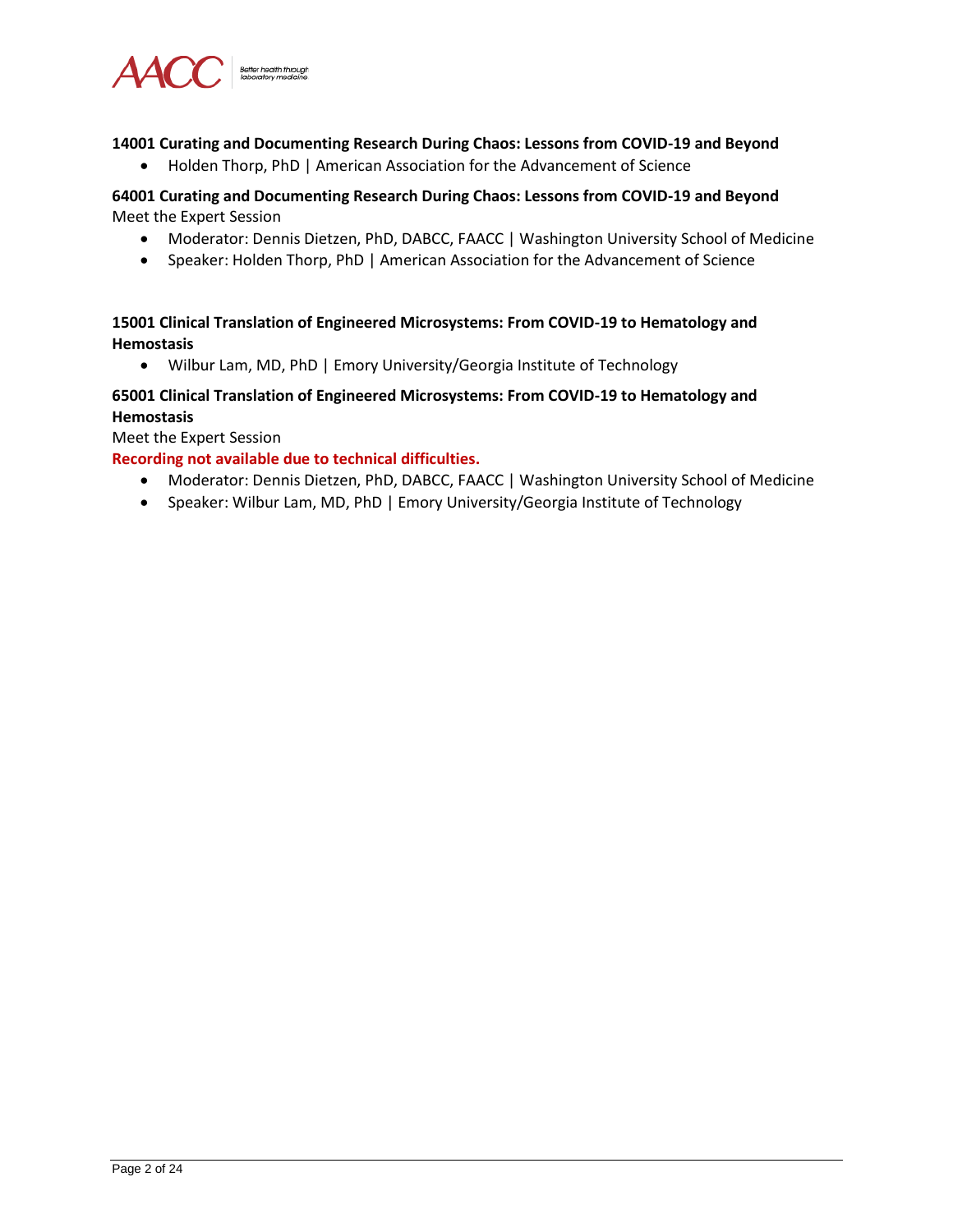**14001 Curating and Documenting Research During Chaos: Lessons from COVID-19 and Beyond**

- Holden Thorp, PhD | American Association for the Advancement of Science

**64001 Curating and Documenting Research During Chaos: Lessons from COVID-19 and Beyond**
Meet the Expert Session

- Moderator: Dennis Dietzen, PhD, DABCC, FAACC | Washington University School of Medicine
- Speaker: Holden Thorp, PhD | American Association for the Advancement of Science

**15001 Clinical Translation of Engineered Microsystems: From COVID-19 to Hematology and Hemostasis**

- Wilbur Lam, MD, PhD | Emory University/Georgia Institute of Technology

**65001 Clinical Translation of Engineered Microsystems: From COVID-19 to Hematology and Hemostasis**
Meet the Expert Session
**Recording not available due to technical difficulties.**

- Moderator: Dennis Dietzen, PhD, DABCC, FAACC | Washington University School of Medicine
- Speaker: Wilbur Lam, MD, PhD | Emory University/Georgia Institute of Technology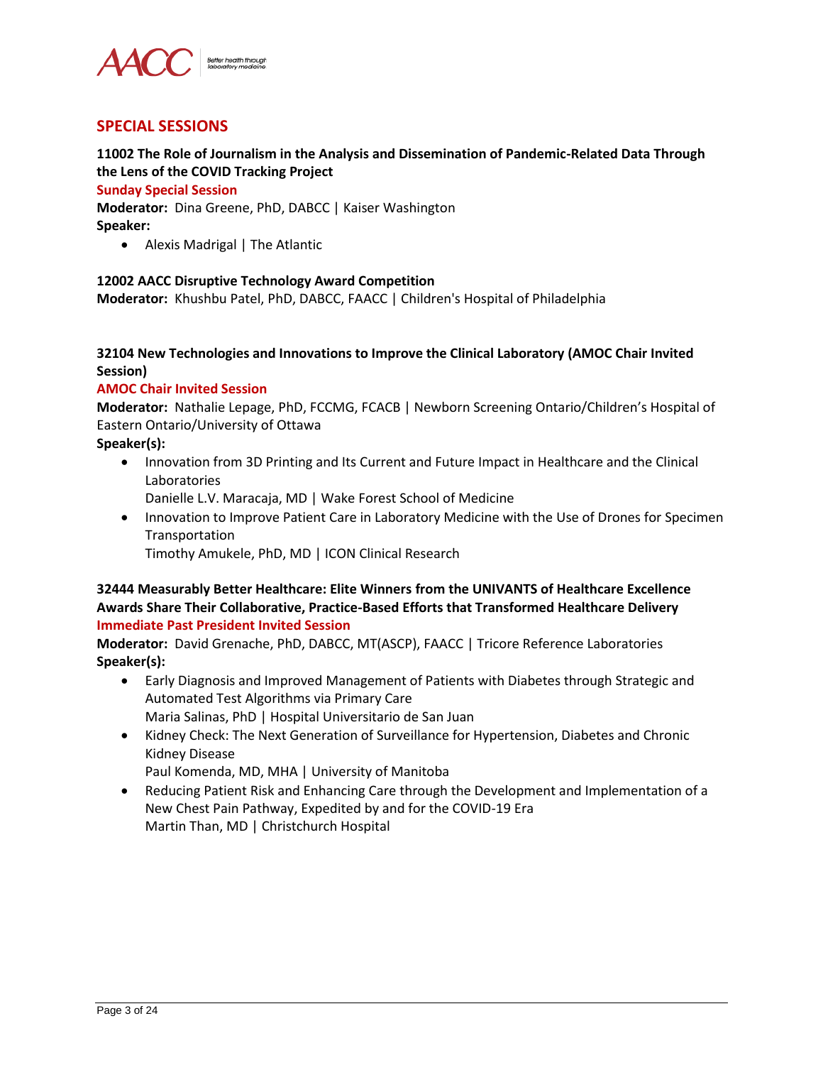## SPECIAL SESSIONS

**11002 The Role of Journalism in the Analysis and Dissemination of Pandemic-Related Data Through the Lens of the COVID Tracking Project**

**Sunday Special Session**

**Moderator:** Dina Greene, PhD, DABCC | Kaiser Washington

**Speaker:**

- Alexis Madrigal | The Atlantic

**12002 AACC Disruptive Technology Award Competition**

**Moderator:** Khushbu Patel, PhD, DABCC, FAACC | Children's Hospital of Philadelphia

**32104 New Technologies and Innovations to Improve the Clinical Laboratory (AMOC Chair Invited Session)**

**AMOC Chair Invited Session**

**Moderator:** Nathalie Lepage, PhD, FCCMG, FCACB | Newborn Screening Ontario/Children's Hospital of Eastern Ontario/University of Ottawa

**Speaker(s):**

- Innovation from 3D Printing and Its Current and Future Impact in Healthcare and the Clinical Laboratories
  Danielle L.V. Maracaja, MD | Wake Forest School of Medicine
- Innovation to Improve Patient Care in Laboratory Medicine with the Use of Drones for Specimen Transportation
  Timothy Amukele, PhD, MD | ICON Clinical Research

**32444 Measurably Better Healthcare: Elite Winners from the UNIVANTS of Healthcare Excellence Awards Share Their Collaborative, Practice-Based Efforts that Transformed Healthcare Delivery**

**Immediate Past President Invited Session**

**Moderator:** David Grenache, PhD, DABCC, MT(ASCP), FAACC | Tricore Reference Laboratories

**Speaker(s):**

- Early Diagnosis and Improved Management of Patients with Diabetes through Strategic and Automated Test Algorithms via Primary Care
  Maria Salinas, PhD | Hospital Universitario de San Juan
- Kidney Check: The Next Generation of Surveillance for Hypertension, Diabetes and Chronic Kidney Disease
  Paul Komenda, MD, MHA | University of Manitoba
- Reducing Patient Risk and Enhancing Care through the Development and Implementation of a New Chest Pain Pathway, Expedited by and for the COVID-19 Era
  Martin Than, MD | Christchurch Hospital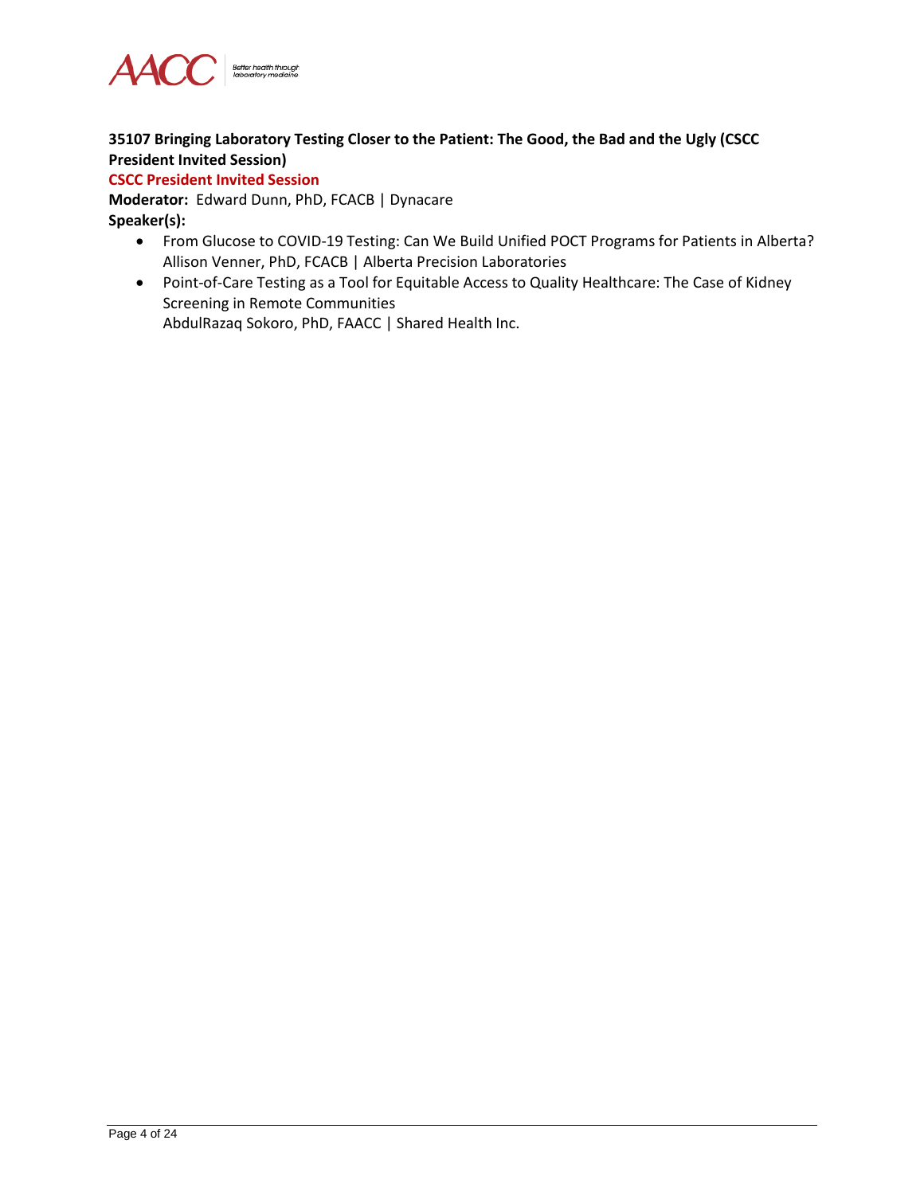**35107 Bringing Laboratory Testing Closer to the Patient: The Good, the Bad and the Ugly (CSCC President Invited Session)**

**CSCC President Invited Session**

**Moderator:** Edward Dunn, PhD, FCACB | Dynacare

**Speaker(s):**

- From Glucose to COVID-19 Testing: Can We Build Unified POCT Programs for Patients in Alberta?
  Allison Venner, PhD, FCACB | Alberta Precision Laboratories
- Point-of-Care Testing as a Tool for Equitable Access to Quality Healthcare: The Case of Kidney Screening in Remote Communities
  AbdulRazaq Sokoro, PhD, FAACC | Shared Health Inc.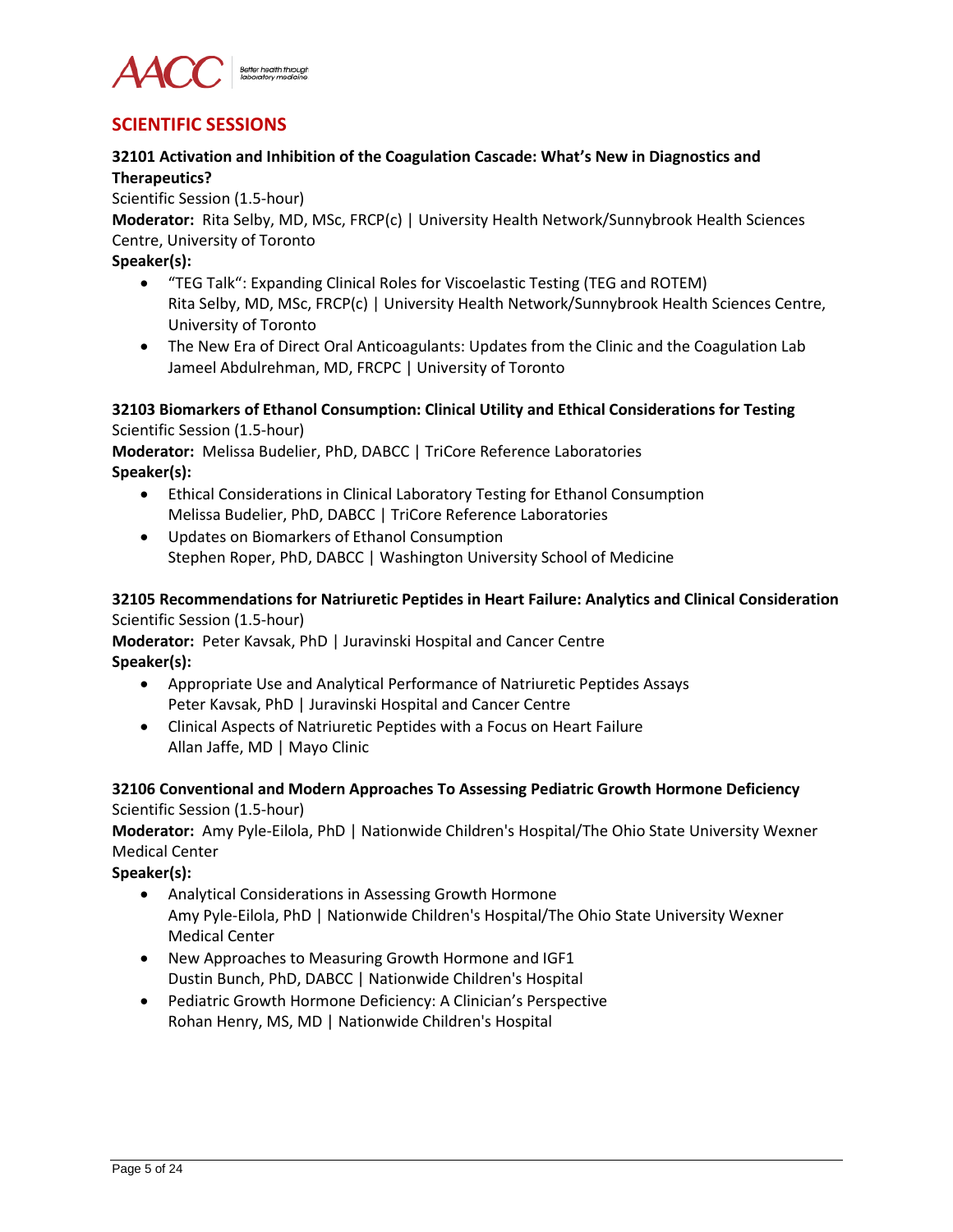## SCIENTIFIC SESSIONS

**32101 Activation and Inhibition of the Coagulation Cascade: What's New in Diagnostics and Therapeutics?**

Scientific Session (1.5-hour)

**Moderator:** Rita Selby, MD, MSc, FRCP(c) | University Health Network/Sunnybrook Health Sciences Centre, University of Toronto

**Speaker(s):**

- "TEG Talk": Expanding Clinical Roles for Viscoelastic Testing (TEG and ROTEM)
  Rita Selby, MD, MSc, FRCP(c) | University Health Network/Sunnybrook Health Sciences Centre, University of Toronto
- The New Era of Direct Oral Anticoagulants: Updates from the Clinic and the Coagulation Lab
  Jameel Abdulrehman, MD, FRCPC | University of Toronto

**32103 Biomarkers of Ethanol Consumption: Clinical Utility and Ethical Considerations for Testing**

Scientific Session (1.5-hour)

**Moderator:** Melissa Budelier, PhD, DABCC | TriCore Reference Laboratories

**Speaker(s):**

- Ethical Considerations in Clinical Laboratory Testing for Ethanol Consumption
  Melissa Budelier, PhD, DABCC | TriCore Reference Laboratories
- Updates on Biomarkers of Ethanol Consumption
  Stephen Roper, PhD, DABCC | Washington University School of Medicine

**32105 Recommendations for Natriuretic Peptides in Heart Failure: Analytics and Clinical Consideration**

Scientific Session (1.5-hour)

**Moderator:** Peter Kavsak, PhD | Juravinski Hospital and Cancer Centre

**Speaker(s):**

- Appropriate Use and Analytical Performance of Natriuretic Peptides Assays
  Peter Kavsak, PhD | Juravinski Hospital and Cancer Centre
- Clinical Aspects of Natriuretic Peptides with a Focus on Heart Failure
  Allan Jaffe, MD | Mayo Clinic

**32106 Conventional and Modern Approaches To Assessing Pediatric Growth Hormone Deficiency**

Scientific Session (1.5-hour)

**Moderator:** Amy Pyle-Eilola, PhD | Nationwide Children's Hospital/The Ohio State University Wexner Medical Center

**Speaker(s):**

- Analytical Considerations in Assessing Growth Hormone
  Amy Pyle-Eilola, PhD | Nationwide Children's Hospital/The Ohio State University Wexner Medical Center
- New Approaches to Measuring Growth Hormone and IGF1
  Dustin Bunch, PhD, DABCC | Nationwide Children's Hospital
- Pediatric Growth Hormone Deficiency: A Clinician's Perspective
  Rohan Henry, MS, MD | Nationwide Children's Hospital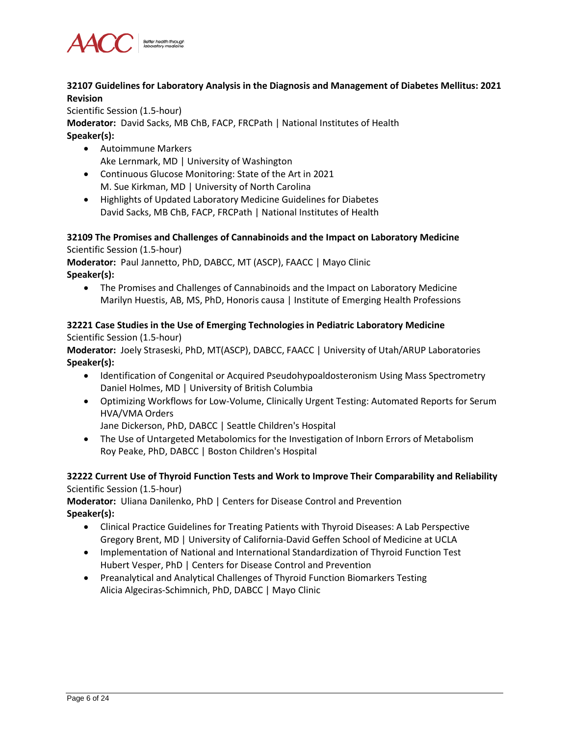**32107 Guidelines for Laboratory Analysis in the Diagnosis and Management of Diabetes Mellitus: 2021 Revision**

Scientific Session (1.5-hour)

**Moderator:** David Sacks, MB ChB, FACP, FRCPath | National Institutes of Health

**Speaker(s):**

- Autoimmune Markers
  Ake Lernmark, MD | University of Washington
- Continuous Glucose Monitoring: State of the Art in 2021
  M. Sue Kirkman, MD | University of North Carolina
- Highlights of Updated Laboratory Medicine Guidelines for Diabetes
  David Sacks, MB ChB, FACP, FRCPath | National Institutes of Health

**32109 The Promises and Challenges of Cannabinoids and the Impact on Laboratory Medicine**

Scientific Session (1.5-hour)

**Moderator:** Paul Jannetto, PhD, DABCC, MT (ASCP), FAACC | Mayo Clinic

**Speaker(s):**

- The Promises and Challenges of Cannabinoids and the Impact on Laboratory Medicine
  Marilyn Huestis, AB, MS, PhD, Honoris causa | Institute of Emerging Health Professions

**32221 Case Studies in the Use of Emerging Technologies in Pediatric Laboratory Medicine**

Scientific Session (1.5-hour)

**Moderator:** Joely Straseski, PhD, MT(ASCP), DABCC, FAACC | University of Utah/ARUP Laboratories

**Speaker(s):**

- Identification of Congenital or Acquired Pseudohypoaldosteronism Using Mass Spectrometry
  Daniel Holmes, MD | University of British Columbia
- Optimizing Workflows for Low-Volume, Clinically Urgent Testing: Automated Reports for Serum HVA/VMA Orders
  Jane Dickerson, PhD, DABCC | Seattle Children's Hospital
- The Use of Untargeted Metabolomics for the Investigation of Inborn Errors of Metabolism
  Roy Peake, PhD, DABCC | Boston Children's Hospital

**32222 Current Use of Thyroid Function Tests and Work to Improve Their Comparability and Reliability**

Scientific Session (1.5-hour)

**Moderator:** Uliana Danilenko, PhD | Centers for Disease Control and Prevention

**Speaker(s):**

- Clinical Practice Guidelines for Treating Patients with Thyroid Diseases: A Lab Perspective
  Gregory Brent, MD | University of California-David Geffen School of Medicine at UCLA
- Implementation of National and International Standardization of Thyroid Function Test
  Hubert Vesper, PhD | Centers for Disease Control and Prevention
- Preanalytical and Analytical Challenges of Thyroid Function Biomarkers Testing
  Alicia Algeciras-Schimnich, PhD, DABCC | Mayo Clinic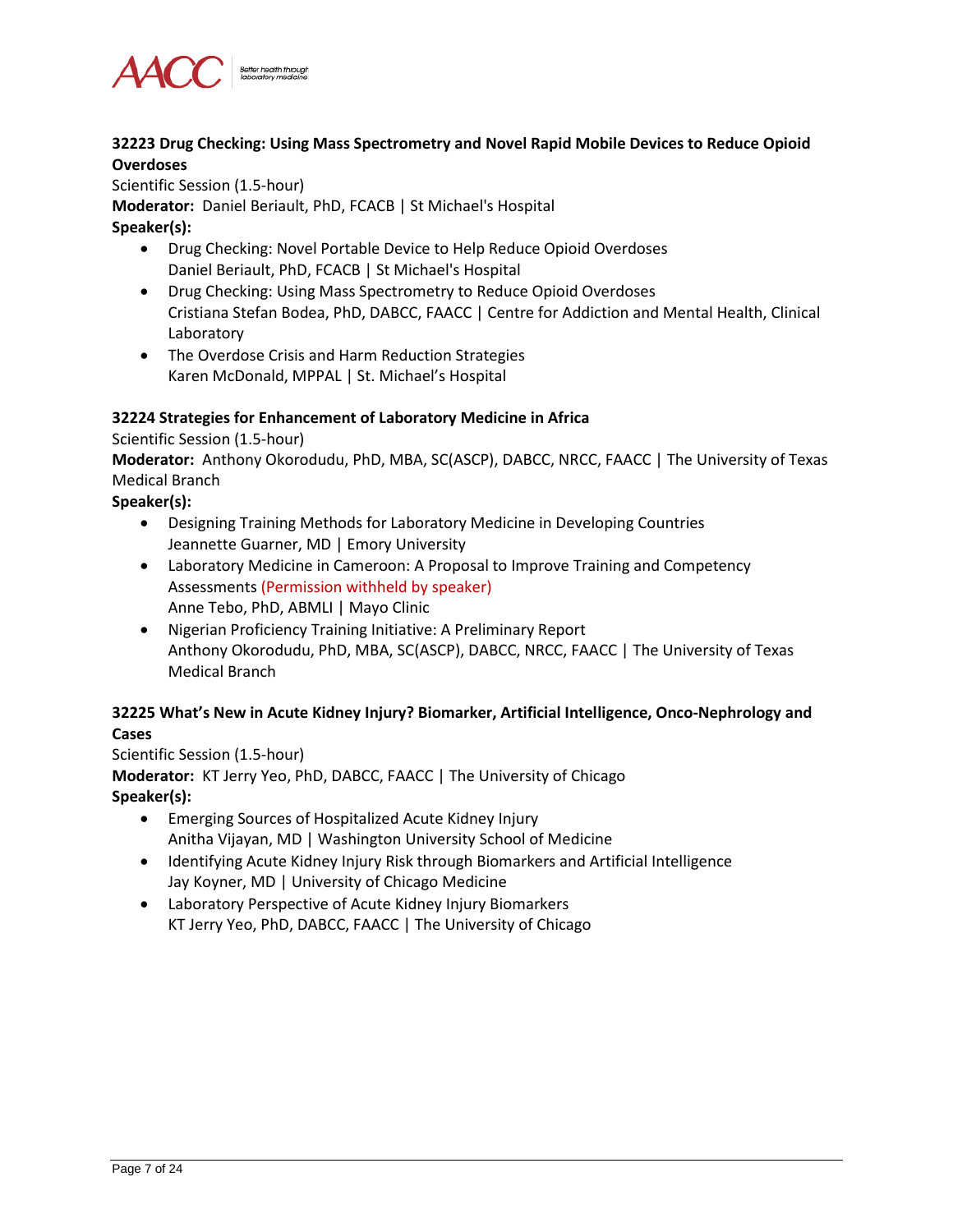### 32223 Drug Checking: Using Mass Spectrometry and Novel Rapid Mobile Devices to Reduce Opioid Overdoses

Scientific Session (1.5-hour)

**Moderator:** Daniel Beriault, PhD, FCACB | St Michael's Hospital

**Speaker(s):**

- Drug Checking: Novel Portable Device to Help Reduce Opioid Overdoses
  Daniel Beriault, PhD, FCACB | St Michael's Hospital
- Drug Checking: Using Mass Spectrometry to Reduce Opioid Overdoses
  Cristiana Stefan Bodea, PhD, DABCC, FAACC | Centre for Addiction and Mental Health, Clinical Laboratory
- The Overdose Crisis and Harm Reduction Strategies
  Karen McDonald, MPPAL | St. Michael's Hospital

### 32224 Strategies for Enhancement of Laboratory Medicine in Africa

Scientific Session (1.5-hour)

**Moderator:** Anthony Okorodudu, PhD, MBA, SC(ASCP), DABCC, NRCC, FAACC | The University of Texas Medical Branch

**Speaker(s):**

- Designing Training Methods for Laboratory Medicine in Developing Countries
  Jeannette Guarner, MD | Emory University
- Laboratory Medicine in Cameroon: A Proposal to Improve Training and Competency Assessments (Permission withheld by speaker)
  Anne Tebo, PhD, ABMLI | Mayo Clinic
- Nigerian Proficiency Training Initiative: A Preliminary Report
  Anthony Okorodudu, PhD, MBA, SC(ASCP), DABCC, NRCC, FAACC | The University of Texas Medical Branch

### 32225 What's New in Acute Kidney Injury? Biomarker, Artificial Intelligence, Onco-Nephrology and Cases

Scientific Session (1.5-hour)

**Moderator:** KT Jerry Yeo, PhD, DABCC, FAACC | The University of Chicago

**Speaker(s):**

- Emerging Sources of Hospitalized Acute Kidney Injury
  Anitha Vijayan, MD | Washington University School of Medicine
- Identifying Acute Kidney Injury Risk through Biomarkers and Artificial Intelligence
  Jay Koyner, MD | University of Chicago Medicine
- Laboratory Perspective of Acute Kidney Injury Biomarkers
  KT Jerry Yeo, PhD, DABCC, FAACC | The University of Chicago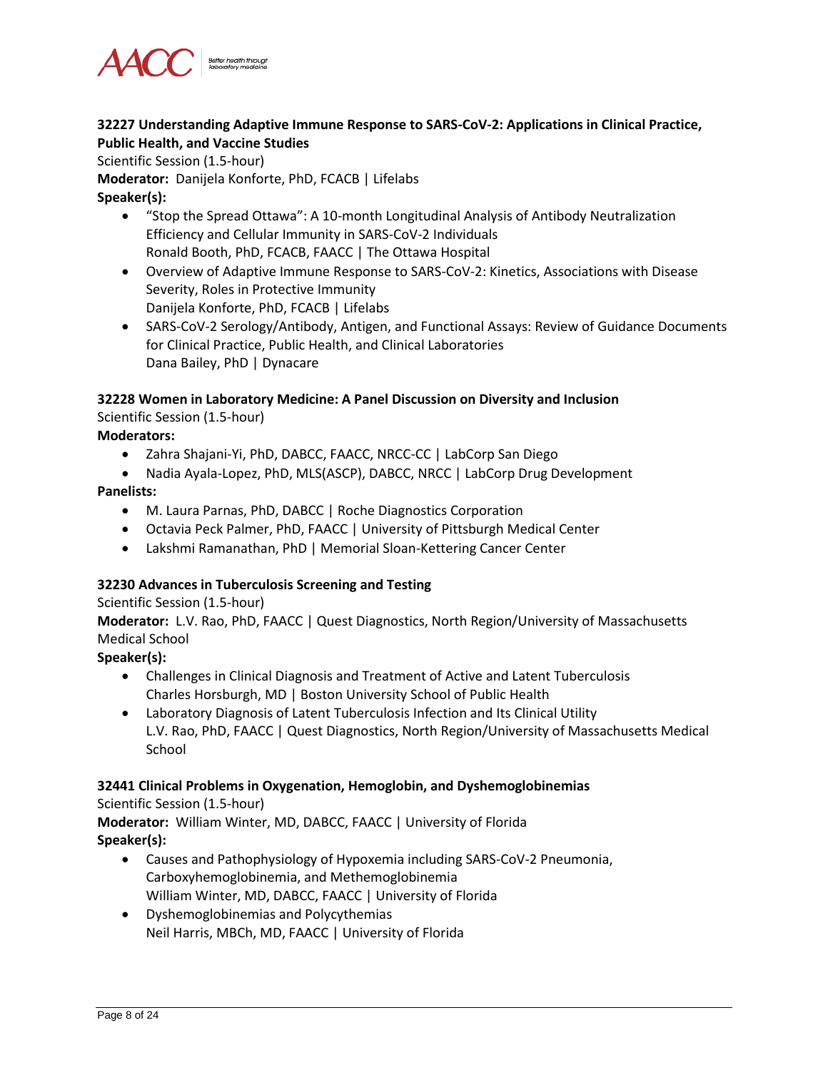### 32227 Understanding Adaptive Immune Response to SARS-CoV-2: Applications in Clinical Practice, Public Health, and Vaccine Studies

Scientific Session (1.5-hour)

**Moderator:** Danijela Konforte, PhD, FCACB | Lifelabs

**Speaker(s):**

- "Stop the Spread Ottawa": A 10-month Longitudinal Analysis of Antibody Neutralization Efficiency and Cellular Immunity in SARS-CoV-2 Individuals
  Ronald Booth, PhD, FCACB, FAACC | The Ottawa Hospital
- Overview of Adaptive Immune Response to SARS-CoV-2: Kinetics, Associations with Disease Severity, Roles in Protective Immunity
  Danijela Konforte, PhD, FCACB | Lifelabs
- SARS-CoV-2 Serology/Antibody, Antigen, and Functional Assays: Review of Guidance Documents for Clinical Practice, Public Health, and Clinical Laboratories
  Dana Bailey, PhD | Dynacare

### 32228 Women in Laboratory Medicine: A Panel Discussion on Diversity and Inclusion

Scientific Session (1.5-hour)

**Moderators:**

- Zahra Shajani-Yi, PhD, DABCC, FAACC, NRCC-CC | LabCorp San Diego
- Nadia Ayala-Lopez, PhD, MLS(ASCP), DABCC, NRCC | LabCorp Drug Development

**Panelists:**

- M. Laura Parnas, PhD, DABCC | Roche Diagnostics Corporation
- Octavia Peck Palmer, PhD, FAACC | University of Pittsburgh Medical Center
- Lakshmi Ramanathan, PhD | Memorial Sloan-Kettering Cancer Center

### 32230 Advances in Tuberculosis Screening and Testing

Scientific Session (1.5-hour)

**Moderator:** L.V. Rao, PhD, FAACC | Quest Diagnostics, North Region/University of Massachusetts Medical School

**Speaker(s):**

- Challenges in Clinical Diagnosis and Treatment of Active and Latent Tuberculosis
  Charles Horsburgh, MD | Boston University School of Public Health
- Laboratory Diagnosis of Latent Tuberculosis Infection and Its Clinical Utility
  L.V. Rao, PhD, FAACC | Quest Diagnostics, North Region/University of Massachusetts Medical School

### 32441 Clinical Problems in Oxygenation, Hemoglobin, and Dyshemoglobinemias

Scientific Session (1.5-hour)

**Moderator:** William Winter, MD, DABCC, FAACC | University of Florida

**Speaker(s):**

- Causes and Pathophysiology of Hypoxemia including SARS-CoV-2 Pneumonia, Carboxyhemoglobinemia, and Methemoglobinemia
  William Winter, MD, DABCC, FAACC | University of Florida
- Dyshemoglobinemias and Polycythemias
  Neil Harris, MBCh, MD, FAACC | University of Florida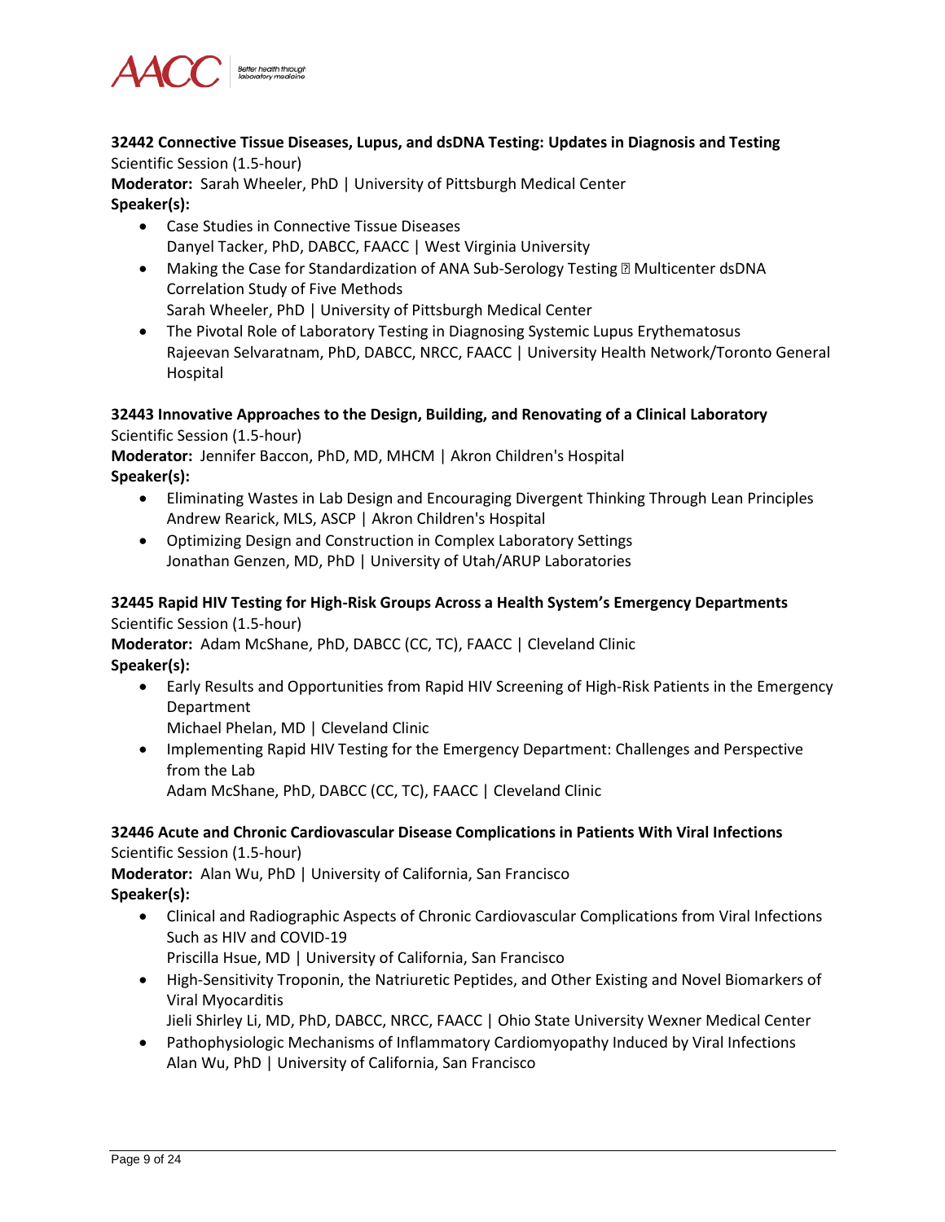**32442 Connective Tissue Diseases, Lupus, and dsDNA Testing: Updates in Diagnosis and Testing**
Scientific Session (1.5-hour)
**Moderator:** Sarah Wheeler, PhD | University of Pittsburgh Medical Center
**Speaker(s):**

- Case Studies in Connective Tissue Diseases
  Danyel Tacker, PhD, DABCC, FAACC | West Virginia University
- Making the Case for Standardization of ANA Sub-Serology Testing  Multicenter dsDNA Correlation Study of Five Methods
  Sarah Wheeler, PhD | University of Pittsburgh Medical Center
- The Pivotal Role of Laboratory Testing in Diagnosing Systemic Lupus Erythematosus
  Rajeevan Selvaratnam, PhD, DABCC, NRCC, FAACC | University Health Network/Toronto General Hospital

**32443 Innovative Approaches to the Design, Building, and Renovating of a Clinical Laboratory**
Scientific Session (1.5-hour)
**Moderator:** Jennifer Baccon, PhD, MD, MHCM | Akron Children's Hospital
**Speaker(s):**

- Eliminating Wastes in Lab Design and Encouraging Divergent Thinking Through Lean Principles
  Andrew Rearick, MLS, ASCP | Akron Children's Hospital
- Optimizing Design and Construction in Complex Laboratory Settings
  Jonathan Genzen, MD, PhD | University of Utah/ARUP Laboratories

**32445 Rapid HIV Testing for High-Risk Groups Across a Health System's Emergency Departments**
Scientific Session (1.5-hour)
**Moderator:** Adam McShane, PhD, DABCC (CC, TC), FAACC | Cleveland Clinic
**Speaker(s):**

- Early Results and Opportunities from Rapid HIV Screening of High-Risk Patients in the Emergency Department
  Michael Phelan, MD | Cleveland Clinic
- Implementing Rapid HIV Testing for the Emergency Department: Challenges and Perspective from the Lab
  Adam McShane, PhD, DABCC (CC, TC), FAACC | Cleveland Clinic

**32446 Acute and Chronic Cardiovascular Disease Complications in Patients With Viral Infections**
Scientific Session (1.5-hour)
**Moderator:** Alan Wu, PhD | University of California, San Francisco
**Speaker(s):**

- Clinical and Radiographic Aspects of Chronic Cardiovascular Complications from Viral Infections Such as HIV and COVID-19
  Priscilla Hsue, MD | University of California, San Francisco
- High-Sensitivity Troponin, the Natriuretic Peptides, and Other Existing and Novel Biomarkers of Viral Myocarditis
  Jieli Shirley Li, MD, PhD, DABCC, NRCC, FAACC | Ohio State University Wexner Medical Center
- Pathophysiologic Mechanisms of Inflammatory Cardiomyopathy Induced by Viral Infections
  Alan Wu, PhD | University of California, San Francisco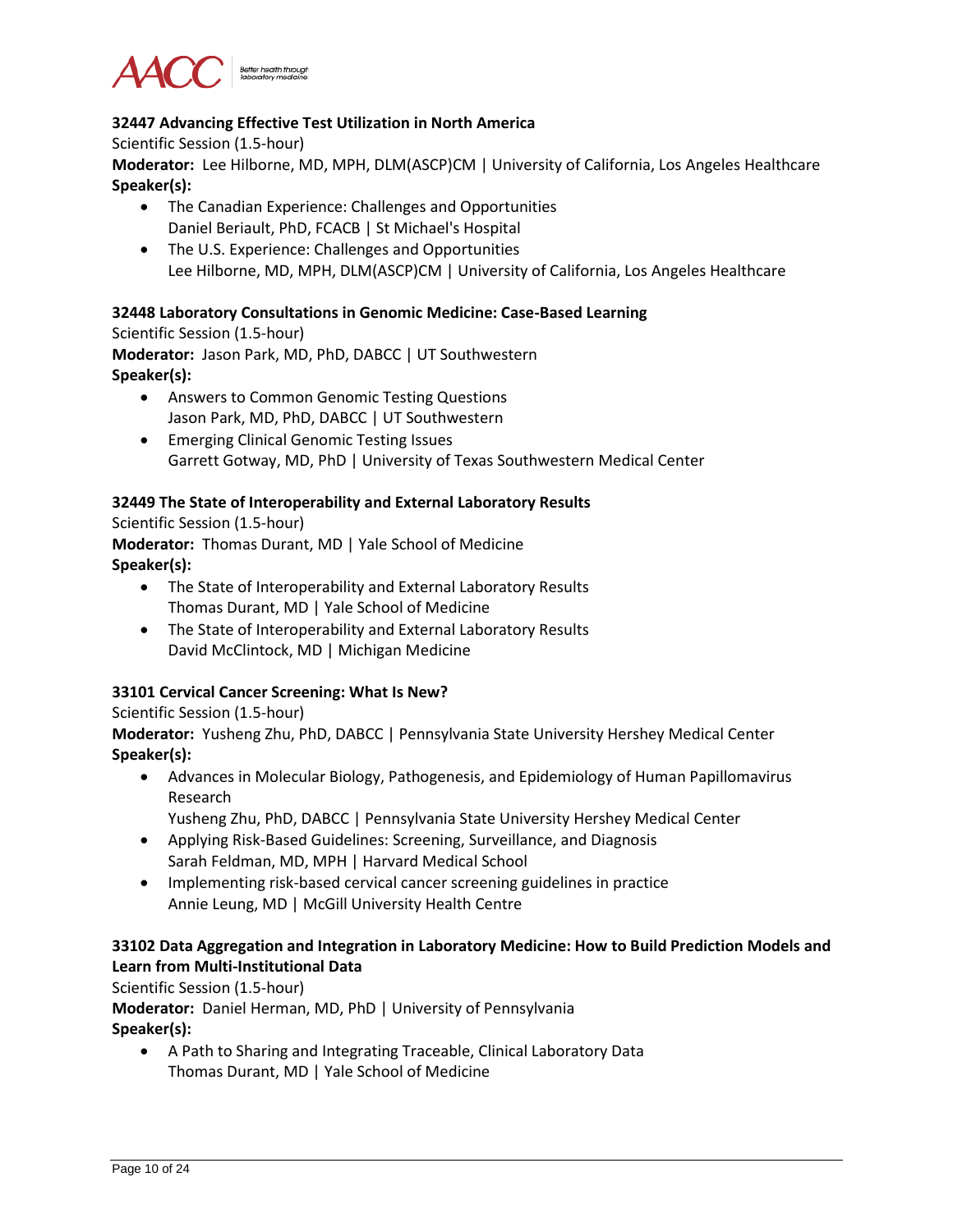### 32447 Advancing Effective Test Utilization in North America

Scientific Session (1.5-hour)

**Moderator:** Lee Hilborne, MD, MPH, DLM(ASCP)CM | University of California, Los Angeles Healthcare

**Speaker(s):**

- The Canadian Experience: Challenges and Opportunities
  Daniel Beriault, PhD, FCACB | St Michael's Hospital
- The U.S. Experience: Challenges and Opportunities
  Lee Hilborne, MD, MPH, DLM(ASCP)CM | University of California, Los Angeles Healthcare

### 32448 Laboratory Consultations in Genomic Medicine: Case-Based Learning

Scientific Session (1.5-hour)

**Moderator:** Jason Park, MD, PhD, DABCC | UT Southwestern

**Speaker(s):**

- Answers to Common Genomic Testing Questions
  Jason Park, MD, PhD, DABCC | UT Southwestern
- Emerging Clinical Genomic Testing Issues
  Garrett Gotway, MD, PhD | University of Texas Southwestern Medical Center

### 32449 The State of Interoperability and External Laboratory Results

Scientific Session (1.5-hour)

**Moderator:** Thomas Durant, MD | Yale School of Medicine

**Speaker(s):**

- The State of Interoperability and External Laboratory Results
  Thomas Durant, MD | Yale School of Medicine
- The State of Interoperability and External Laboratory Results
  David McClintock, MD | Michigan Medicine

### 33101 Cervical Cancer Screening: What Is New?

Scientific Session (1.5-hour)

**Moderator:** Yusheng Zhu, PhD, DABCC | Pennsylvania State University Hershey Medical Center

**Speaker(s):**

- Advances in Molecular Biology, Pathogenesis, and Epidemiology of Human Papillomavirus Research
  Yusheng Zhu, PhD, DABCC | Pennsylvania State University Hershey Medical Center
- Applying Risk-Based Guidelines: Screening, Surveillance, and Diagnosis
  Sarah Feldman, MD, MPH | Harvard Medical School
- Implementing risk-based cervical cancer screening guidelines in practice
  Annie Leung, MD | McGill University Health Centre

### 33102 Data Aggregation and Integration in Laboratory Medicine: How to Build Prediction Models and Learn from Multi-Institutional Data

Scientific Session (1.5-hour)

**Moderator:** Daniel Herman, MD, PhD | University of Pennsylvania

**Speaker(s):**

- A Path to Sharing and Integrating Traceable, Clinical Laboratory Data
  Thomas Durant, MD | Yale School of Medicine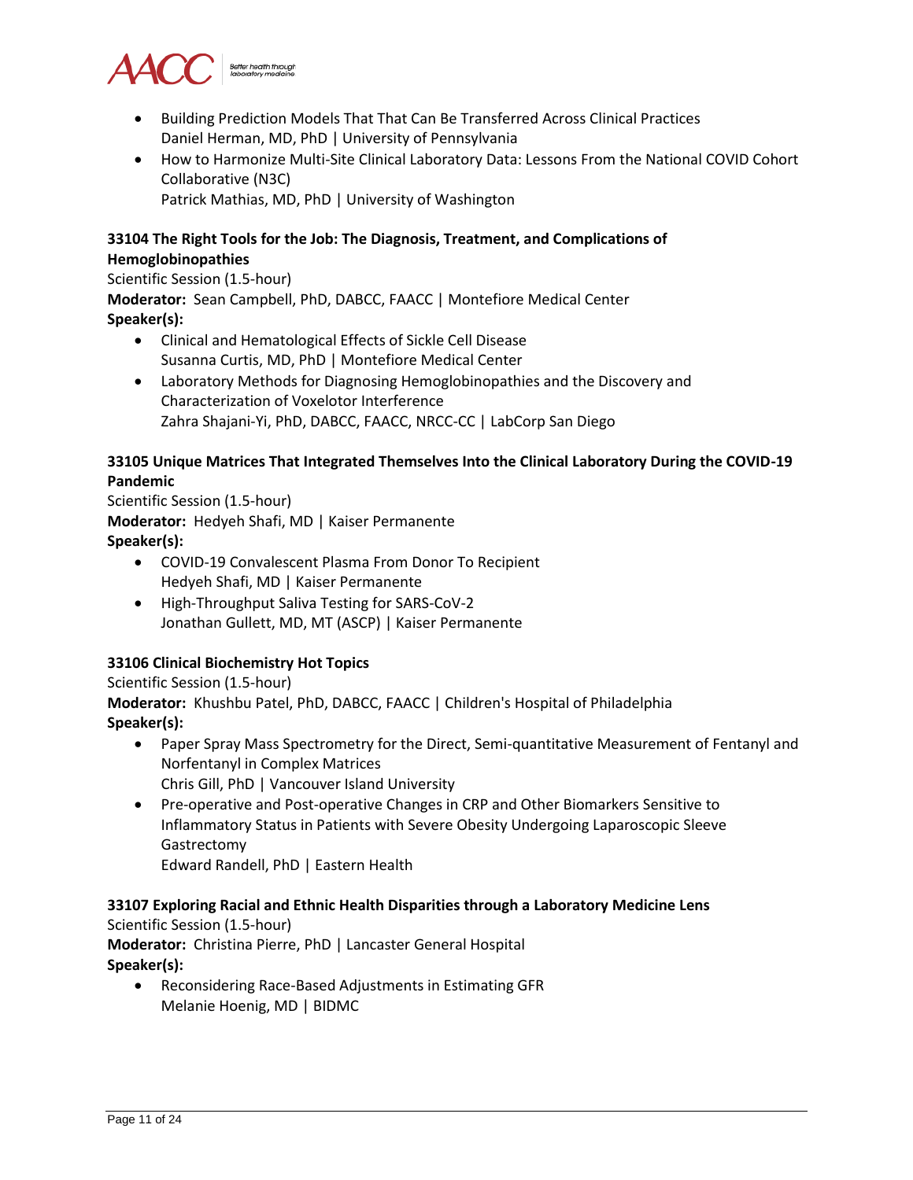- Building Prediction Models That That Can Be Transferred Across Clinical Practices
  Daniel Herman, MD, PhD | University of Pennsylvania
- How to Harmonize Multi-Site Clinical Laboratory Data: Lessons From the National COVID Cohort Collaborative (N3C)
  Patrick Mathias, MD, PhD | University of Washington

**33104 The Right Tools for the Job: The Diagnosis, Treatment, and Complications of Hemoglobinopathies**

Scientific Session (1.5-hour)

**Moderator:** Sean Campbell, PhD, DABCC, FAACC | Montefiore Medical Center

**Speaker(s):**

- Clinical and Hematological Effects of Sickle Cell Disease
  Susanna Curtis, MD, PhD | Montefiore Medical Center
- Laboratory Methods for Diagnosing Hemoglobinopathies and the Discovery and Characterization of Voxelotor Interference
  Zahra Shajani-Yi, PhD, DABCC, FAACC, NRCC-CC | LabCorp San Diego

**33105 Unique Matrices That Integrated Themselves Into the Clinical Laboratory During the COVID-19 Pandemic**

Scientific Session (1.5-hour)

**Moderator:** Hedyeh Shafi, MD | Kaiser Permanente

**Speaker(s):**

- COVID-19 Convalescent Plasma From Donor To Recipient
  Hedyeh Shafi, MD | Kaiser Permanente
- High-Throughput Saliva Testing for SARS-CoV-2
  Jonathan Gullett, MD, MT (ASCP) | Kaiser Permanente

**33106 Clinical Biochemistry Hot Topics**

Scientific Session (1.5-hour)

**Moderator:** Khushbu Patel, PhD, DABCC, FAACC | Children's Hospital of Philadelphia

**Speaker(s):**

- Paper Spray Mass Spectrometry for the Direct, Semi-quantitative Measurement of Fentanyl and Norfentanyl in Complex Matrices
  Chris Gill, PhD | Vancouver Island University
- Pre-operative and Post-operative Changes in CRP and Other Biomarkers Sensitive to Inflammatory Status in Patients with Severe Obesity Undergoing Laparoscopic Sleeve Gastrectomy
  Edward Randell, PhD | Eastern Health

**33107 Exploring Racial and Ethnic Health Disparities through a Laboratory Medicine Lens**

Scientific Session (1.5-hour)

**Moderator:** Christina Pierre, PhD | Lancaster General Hospital

**Speaker(s):**

- Reconsidering Race-Based Adjustments in Estimating GFR
  Melanie Hoenig, MD | BIDMC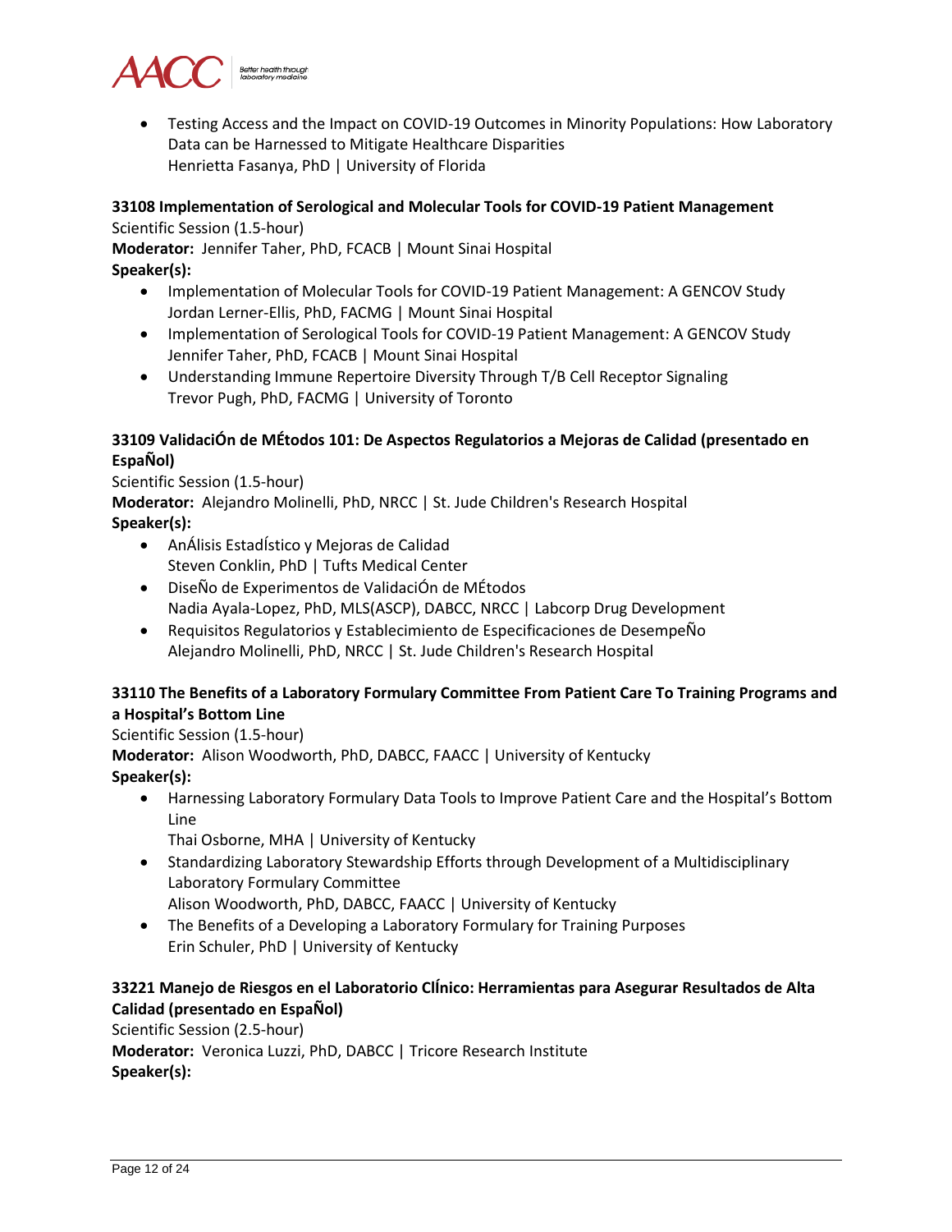- Testing Access and the Impact on COVID-19 Outcomes in Minority Populations: How Laboratory Data can be Harnessed to Mitigate Healthcare Disparities
  Henrietta Fasanya, PhD | University of Florida

**33108 Implementation of Serological and Molecular Tools for COVID-19 Patient Management**
Scientific Session (1.5-hour)
**Moderator:** Jennifer Taher, PhD, FCACB | Mount Sinai Hospital
**Speaker(s):**

- Implementation of Molecular Tools for COVID-19 Patient Management: A GENCOV Study
  Jordan Lerner-Ellis, PhD, FACMG | Mount Sinai Hospital
- Implementation of Serological Tools for COVID-19 Patient Management: A GENCOV Study
  Jennifer Taher, PhD, FCACB | Mount Sinai Hospital
- Understanding Immune Repertoire Diversity Through T/B Cell Receptor Signaling
  Trevor Pugh, PhD, FACMG | University of Toronto

**33109 ValidaciÓn de MÉtodos 101: De Aspectos Regulatorios a Mejoras de Calidad (presentado en EspaÑol)**
Scientific Session (1.5-hour)
**Moderator:** Alejandro Molinelli, PhD, NRCC | St. Jude Children's Research Hospital
**Speaker(s):**

- AnÁlisis EstadÍstico y Mejoras de Calidad
  Steven Conklin, PhD | Tufts Medical Center
- DiseÑo de Experimentos de ValidaciÓn de MÉtodos
  Nadia Ayala-Lopez, PhD, MLS(ASCP), DABCC, NRCC | Labcorp Drug Development
- Requisitos Regulatorios y Establecimiento de Especificaciones de DesempeÑo
  Alejandro Molinelli, PhD, NRCC | St. Jude Children's Research Hospital

**33110 The Benefits of a Laboratory Formulary Committee From Patient Care To Training Programs and a Hospital's Bottom Line**
Scientific Session (1.5-hour)
**Moderator:** Alison Woodworth, PhD, DABCC, FAACC | University of Kentucky
**Speaker(s):**

- Harnessing Laboratory Formulary Data Tools to Improve Patient Care and the Hospital's Bottom Line
  Thai Osborne, MHA | University of Kentucky
- Standardizing Laboratory Stewardship Efforts through Development of a Multidisciplinary Laboratory Formulary Committee
  Alison Woodworth, PhD, DABCC, FAACC | University of Kentucky
- The Benefits of a Developing a Laboratory Formulary for Training Purposes
  Erin Schuler, PhD | University of Kentucky

**33221 Manejo de Riesgos en el Laboratorio ClÍnico: Herramientas para Asegurar Resultados de Alta Calidad (presentado en EspaÑol)**
Scientific Session (2.5-hour)
**Moderator:** Veronica Luzzi, PhD, DABCC | Tricore Research Institute
**Speaker(s):**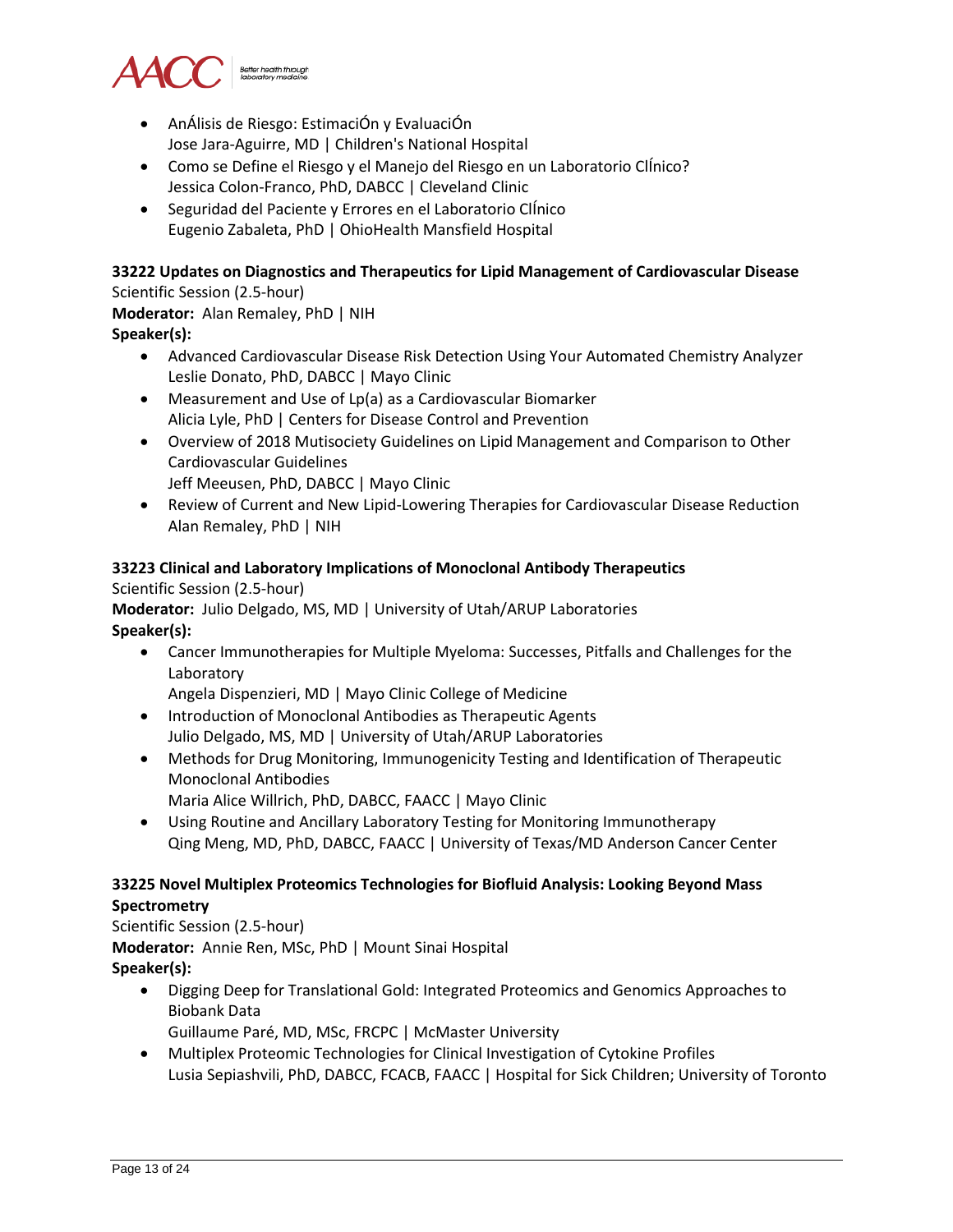- AnÁlisis de Riesgo: EstimaciÓn y EvaluaciÓn
  Jose Jara-Aguirre, MD | Children's National Hospital
- Como se Define el Riesgo y el Manejo del Riesgo en un Laboratorio ClÍnico?
  Jessica Colon-Franco, PhD, DABCC | Cleveland Clinic
- Seguridad del Paciente y Errores en el Laboratorio ClÍnico
  Eugenio Zabaleta, PhD | OhioHealth Mansfield Hospital

**33222 Updates on Diagnostics and Therapeutics for Lipid Management of Cardiovascular Disease**
Scientific Session (2.5-hour)
**Moderator:** Alan Remaley, PhD | NIH
**Speaker(s):**

- Advanced Cardiovascular Disease Risk Detection Using Your Automated Chemistry Analyzer
  Leslie Donato, PhD, DABCC | Mayo Clinic
- Measurement and Use of Lp(a) as a Cardiovascular Biomarker
  Alicia Lyle, PhD | Centers for Disease Control and Prevention
- Overview of 2018 Mutisociety Guidelines on Lipid Management and Comparison to Other Cardiovascular Guidelines
  Jeff Meeusen, PhD, DABCC | Mayo Clinic
- Review of Current and New Lipid-Lowering Therapies for Cardiovascular Disease Reduction
  Alan Remaley, PhD | NIH

**33223 Clinical and Laboratory Implications of Monoclonal Antibody Therapeutics**
Scientific Session (2.5-hour)
**Moderator:** Julio Delgado, MS, MD | University of Utah/ARUP Laboratories
**Speaker(s):**

- Cancer Immunotherapies for Multiple Myeloma: Successes, Pitfalls and Challenges for the Laboratory
  Angela Dispenzieri, MD | Mayo Clinic College of Medicine
- Introduction of Monoclonal Antibodies as Therapeutic Agents
  Julio Delgado, MS, MD | University of Utah/ARUP Laboratories
- Methods for Drug Monitoring, Immunogenicity Testing and Identification of Therapeutic Monoclonal Antibodies
  Maria Alice Willrich, PhD, DABCC, FAACC | Mayo Clinic
- Using Routine and Ancillary Laboratory Testing for Monitoring Immunotherapy
  Qing Meng, MD, PhD, DABCC, FAACC | University of Texas/MD Anderson Cancer Center

**33225 Novel Multiplex Proteomics Technologies for Biofluid Analysis: Looking Beyond Mass Spectrometry**
Scientific Session (2.5-hour)
**Moderator:** Annie Ren, MSc, PhD | Mount Sinai Hospital
**Speaker(s):**

- Digging Deep for Translational Gold: Integrated Proteomics and Genomics Approaches to Biobank Data
  Guillaume Paré, MD, MSc, FRCPC | McMaster University
- Multiplex Proteomic Technologies for Clinical Investigation of Cytokine Profiles
  Lusia Sepiashvili, PhD, DABCC, FCACB, FAACC | Hospital for Sick Children; University of Toronto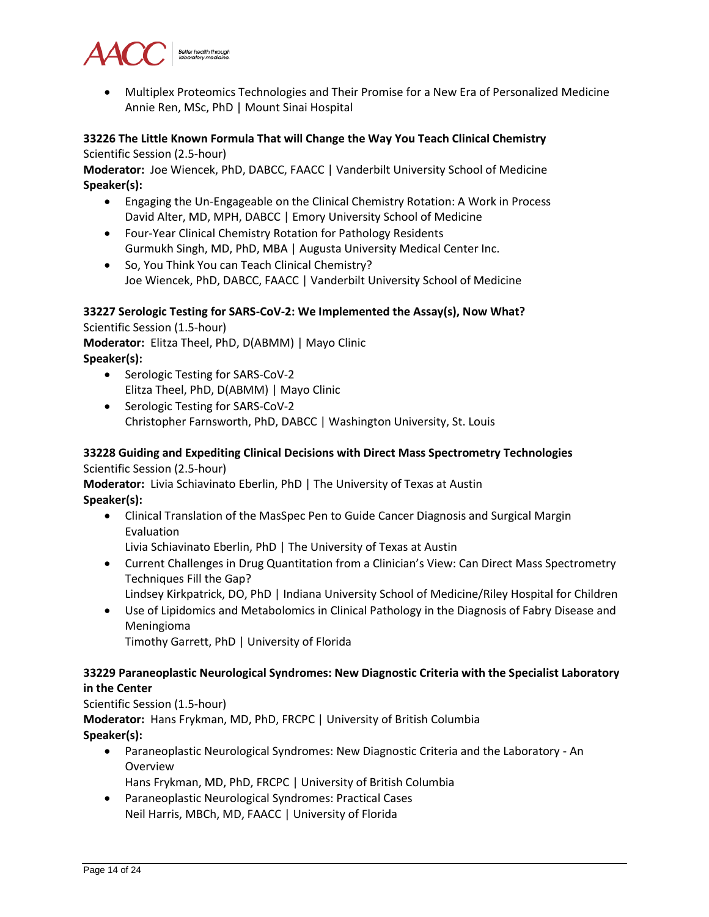- Multiplex Proteomics Technologies and Their Promise for a New Era of Personalized Medicine
  Annie Ren, MSc, PhD | Mount Sinai Hospital

**33226 The Little Known Formula That will Change the Way You Teach Clinical Chemistry**
Scientific Session (2.5-hour)
**Moderator:** Joe Wiencek, PhD, DABCC, FAACC | Vanderbilt University School of Medicine
**Speaker(s):**

- Engaging the Un-Engageable on the Clinical Chemistry Rotation: A Work in Process
  David Alter, MD, MPH, DABCC | Emory University School of Medicine
- Four-Year Clinical Chemistry Rotation for Pathology Residents
  Gurmukh Singh, MD, PhD, MBA | Augusta University Medical Center Inc.
- So, You Think You can Teach Clinical Chemistry?
  Joe Wiencek, PhD, DABCC, FAACC | Vanderbilt University School of Medicine

**33227 Serologic Testing for SARS-CoV-2: We Implemented the Assay(s), Now What?**
Scientific Session (1.5-hour)
**Moderator:** Elitza Theel, PhD, D(ABMM) | Mayo Clinic
**Speaker(s):**

- Serologic Testing for SARS-CoV-2
  Elitza Theel, PhD, D(ABMM) | Mayo Clinic
- Serologic Testing for SARS-CoV-2
  Christopher Farnsworth, PhD, DABCC | Washington University, St. Louis

**33228 Guiding and Expediting Clinical Decisions with Direct Mass Spectrometry Technologies**
Scientific Session (2.5-hour)
**Moderator:** Livia Schiavinato Eberlin, PhD | The University of Texas at Austin
**Speaker(s):**

- Clinical Translation of the MasSpec Pen to Guide Cancer Diagnosis and Surgical Margin Evaluation
  Livia Schiavinato Eberlin, PhD | The University of Texas at Austin
- Current Challenges in Drug Quantitation from a Clinician's View: Can Direct Mass Spectrometry Techniques Fill the Gap?
  Lindsey Kirkpatrick, DO, PhD | Indiana University School of Medicine/Riley Hospital for Children
- Use of Lipidomics and Metabolomics in Clinical Pathology in the Diagnosis of Fabry Disease and Meningioma
  Timothy Garrett, PhD | University of Florida

**33229 Paraneoplastic Neurological Syndromes: New Diagnostic Criteria with the Specialist Laboratory in the Center**
Scientific Session (1.5-hour)
**Moderator:** Hans Frykman, MD, PhD, FRCPC | University of British Columbia
**Speaker(s):**

- Paraneoplastic Neurological Syndromes: New Diagnostic Criteria and the Laboratory - An Overview
  Hans Frykman, MD, PhD, FRCPC | University of British Columbia
- Paraneoplastic Neurological Syndromes: Practical Cases
  Neil Harris, MBCh, MD, FAACC | University of Florida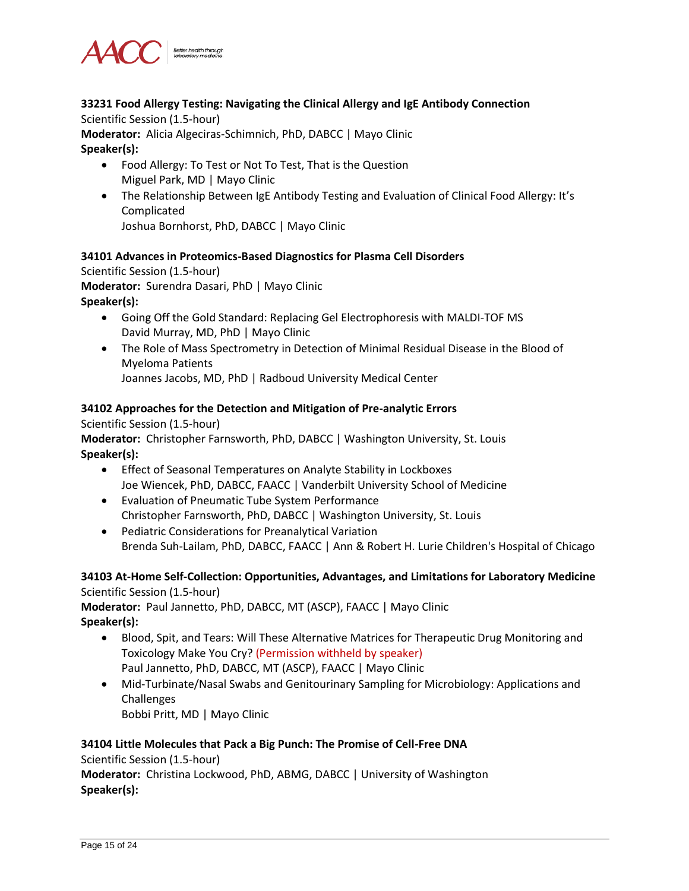**33231 Food Allergy Testing: Navigating the Clinical Allergy and IgE Antibody Connection**
Scientific Session (1.5-hour)
**Moderator:** Alicia Algeciras-Schimnich, PhD, DABCC | Mayo Clinic
**Speaker(s):**

- Food Allergy: To Test or Not To Test, That is the Question
  Miguel Park, MD | Mayo Clinic
- The Relationship Between IgE Antibody Testing and Evaluation of Clinical Food Allergy: It's Complicated
  Joshua Bornhorst, PhD, DABCC | Mayo Clinic

**34101 Advances in Proteomics-Based Diagnostics for Plasma Cell Disorders**
Scientific Session (1.5-hour)
**Moderator:** Surendra Dasari, PhD | Mayo Clinic
**Speaker(s):**

- Going Off the Gold Standard: Replacing Gel Electrophoresis with MALDI-TOF MS
  David Murray, MD, PhD | Mayo Clinic
- The Role of Mass Spectrometry in Detection of Minimal Residual Disease in the Blood of Myeloma Patients
  Joannes Jacobs, MD, PhD | Radboud University Medical Center

**34102 Approaches for the Detection and Mitigation of Pre-analytic Errors**
Scientific Session (1.5-hour)
**Moderator:** Christopher Farnsworth, PhD, DABCC | Washington University, St. Louis
**Speaker(s):**

- Effect of Seasonal Temperatures on Analyte Stability in Lockboxes
  Joe Wiencek, PhD, DABCC, FAACC | Vanderbilt University School of Medicine
- Evaluation of Pneumatic Tube System Performance
  Christopher Farnsworth, PhD, DABCC | Washington University, St. Louis
- Pediatric Considerations for Preanalytical Variation
  Brenda Suh-Lailam, PhD, DABCC, FAACC | Ann & Robert H. Lurie Children's Hospital of Chicago

**34103 At-Home Self-Collection: Opportunities, Advantages, and Limitations for Laboratory Medicine**
Scientific Session (1.5-hour)
**Moderator:** Paul Jannetto, PhD, DABCC, MT (ASCP), FAACC | Mayo Clinic
**Speaker(s):**

- Blood, Spit, and Tears: Will These Alternative Matrices for Therapeutic Drug Monitoring and Toxicology Make You Cry? (Permission withheld by speaker)
  Paul Jannetto, PhD, DABCC, MT (ASCP), FAACC | Mayo Clinic
- Mid-Turbinate/Nasal Swabs and Genitourinary Sampling for Microbiology: Applications and Challenges
  Bobbi Pritt, MD | Mayo Clinic

**34104 Little Molecules that Pack a Big Punch: The Promise of Cell-Free DNA**
Scientific Session (1.5-hour)
**Moderator:** Christina Lockwood, PhD, ABMG, DABCC | University of Washington
**Speaker(s):**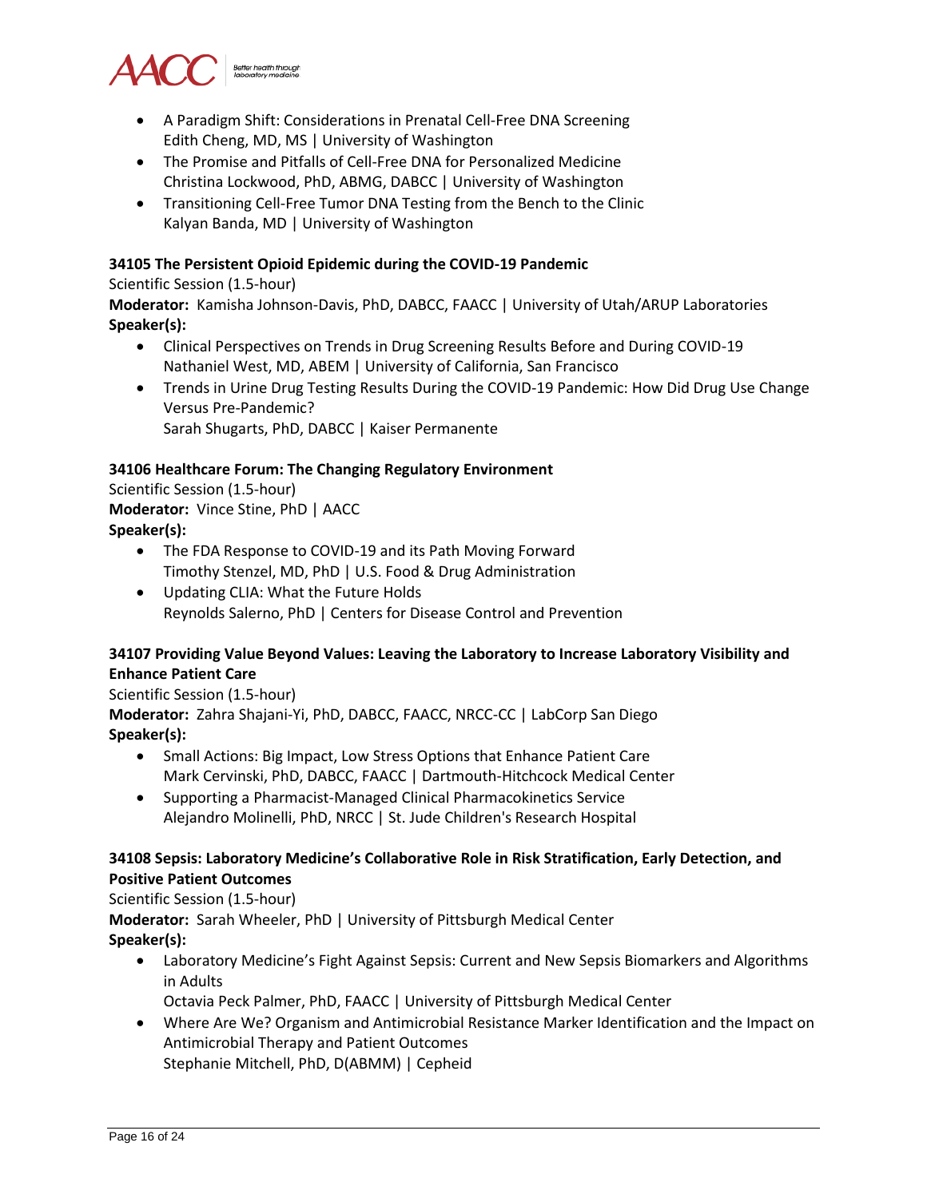- A Paradigm Shift: Considerations in Prenatal Cell-Free DNA Screening
  Edith Cheng, MD, MS | University of Washington
- The Promise and Pitfalls of Cell-Free DNA for Personalized Medicine
  Christina Lockwood, PhD, ABMG, DABCC | University of Washington
- Transitioning Cell-Free Tumor DNA Testing from the Bench to the Clinic
  Kalyan Banda, MD | University of Washington

**34105 The Persistent Opioid Epidemic during the COVID-19 Pandemic**

Scientific Session (1.5-hour)

**Moderator:** Kamisha Johnson-Davis, PhD, DABCC, FAACC | University of Utah/ARUP Laboratories

**Speaker(s):**

- Clinical Perspectives on Trends in Drug Screening Results Before and During COVID-19
  Nathaniel West, MD, ABEM | University of California, San Francisco
- Trends in Urine Drug Testing Results During the COVID-19 Pandemic: How Did Drug Use Change Versus Pre-Pandemic?
  Sarah Shugarts, PhD, DABCC | Kaiser Permanente

**34106 Healthcare Forum: The Changing Regulatory Environment**

Scientific Session (1.5-hour)

**Moderator:** Vince Stine, PhD | AACC

**Speaker(s):**

- The FDA Response to COVID-19 and its Path Moving Forward
  Timothy Stenzel, MD, PhD | U.S. Food & Drug Administration
- Updating CLIA: What the Future Holds
  Reynolds Salerno, PhD | Centers for Disease Control and Prevention

**34107 Providing Value Beyond Values: Leaving the Laboratory to Increase Laboratory Visibility and Enhance Patient Care**

Scientific Session (1.5-hour)

**Moderator:** Zahra Shajani-Yi, PhD, DABCC, FAACC, NRCC-CC | LabCorp San Diego

**Speaker(s):**

- Small Actions: Big Impact, Low Stress Options that Enhance Patient Care
  Mark Cervinski, PhD, DABCC, FAACC | Dartmouth-Hitchcock Medical Center
- Supporting a Pharmacist-Managed Clinical Pharmacokinetics Service
  Alejandro Molinelli, PhD, NRCC | St. Jude Children's Research Hospital

**34108 Sepsis: Laboratory Medicine's Collaborative Role in Risk Stratification, Early Detection, and Positive Patient Outcomes**

Scientific Session (1.5-hour)

**Moderator:** Sarah Wheeler, PhD | University of Pittsburgh Medical Center

**Speaker(s):**

- Laboratory Medicine's Fight Against Sepsis: Current and New Sepsis Biomarkers and Algorithms in Adults
  Octavia Peck Palmer, PhD, FAACC | University of Pittsburgh Medical Center
- Where Are We? Organism and Antimicrobial Resistance Marker Identification and the Impact on Antimicrobial Therapy and Patient Outcomes
  Stephanie Mitchell, PhD, D(ABMM) | Cepheid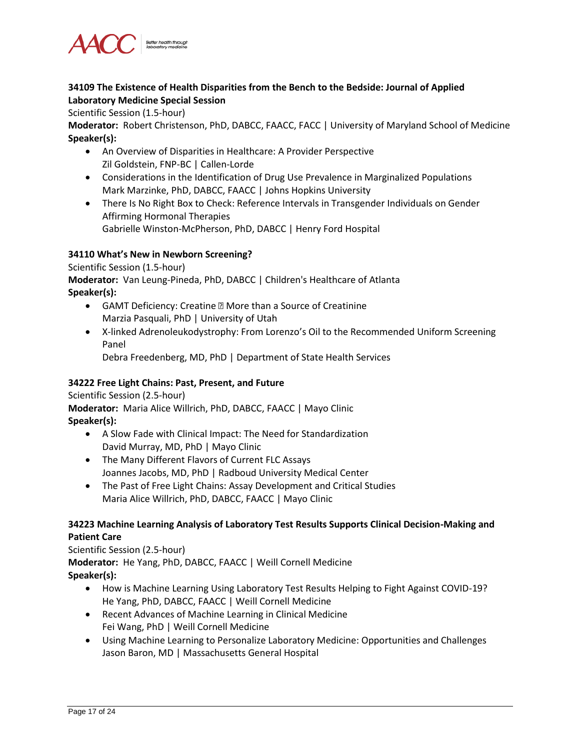**34109 The Existence of Health Disparities from the Bench to the Bedside: Journal of Applied Laboratory Medicine Special Session**

Scientific Session (1.5-hour)

**Moderator:** Robert Christenson, PhD, DABCC, FAACC, FACC | University of Maryland School of Medicine

**Speaker(s):**

- An Overview of Disparities in Healthcare: A Provider Perspective
  Zil Goldstein, FNP-BC | Callen-Lorde
- Considerations in the Identification of Drug Use Prevalence in Marginalized Populations
  Mark Marzinke, PhD, DABCC, FAACC | Johns Hopkins University
- There Is No Right Box to Check: Reference Intervals in Transgender Individuals on Gender Affirming Hormonal Therapies
  Gabrielle Winston-McPherson, PhD, DABCC | Henry Ford Hospital

**34110 What's New in Newborn Screening?**

Scientific Session (1.5-hour)

**Moderator:** Van Leung-Pineda, PhD, DABCC | Children's Healthcare of Atlanta

**Speaker(s):**

- GAMT Deficiency: Creatine ? More than a Source of Creatinine
  Marzia Pasquali, PhD | University of Utah
- X-linked Adrenoleukodystrophy: From Lorenzo's Oil to the Recommended Uniform Screening Panel
  Debra Freedenberg, MD, PhD | Department of State Health Services

**34222 Free Light Chains: Past, Present, and Future**

Scientific Session (2.5-hour)

**Moderator:** Maria Alice Willrich, PhD, DABCC, FAACC | Mayo Clinic

**Speaker(s):**

- A Slow Fade with Clinical Impact: The Need for Standardization
  David Murray, MD, PhD | Mayo Clinic
- The Many Different Flavors of Current FLC Assays
  Joannes Jacobs, MD, PhD | Radboud University Medical Center
- The Past of Free Light Chains: Assay Development and Critical Studies
  Maria Alice Willrich, PhD, DABCC, FAACC | Mayo Clinic

**34223 Machine Learning Analysis of Laboratory Test Results Supports Clinical Decision-Making and Patient Care**

Scientific Session (2.5-hour)

**Moderator:** He Yang, PhD, DABCC, FAACC | Weill Cornell Medicine

**Speaker(s):**

- How is Machine Learning Using Laboratory Test Results Helping to Fight Against COVID-19?
  He Yang, PhD, DABCC, FAACC | Weill Cornell Medicine
- Recent Advances of Machine Learning in Clinical Medicine
  Fei Wang, PhD | Weill Cornell Medicine
- Using Machine Learning to Personalize Laboratory Medicine: Opportunities and Challenges
  Jason Baron, MD | Massachusetts General Hospital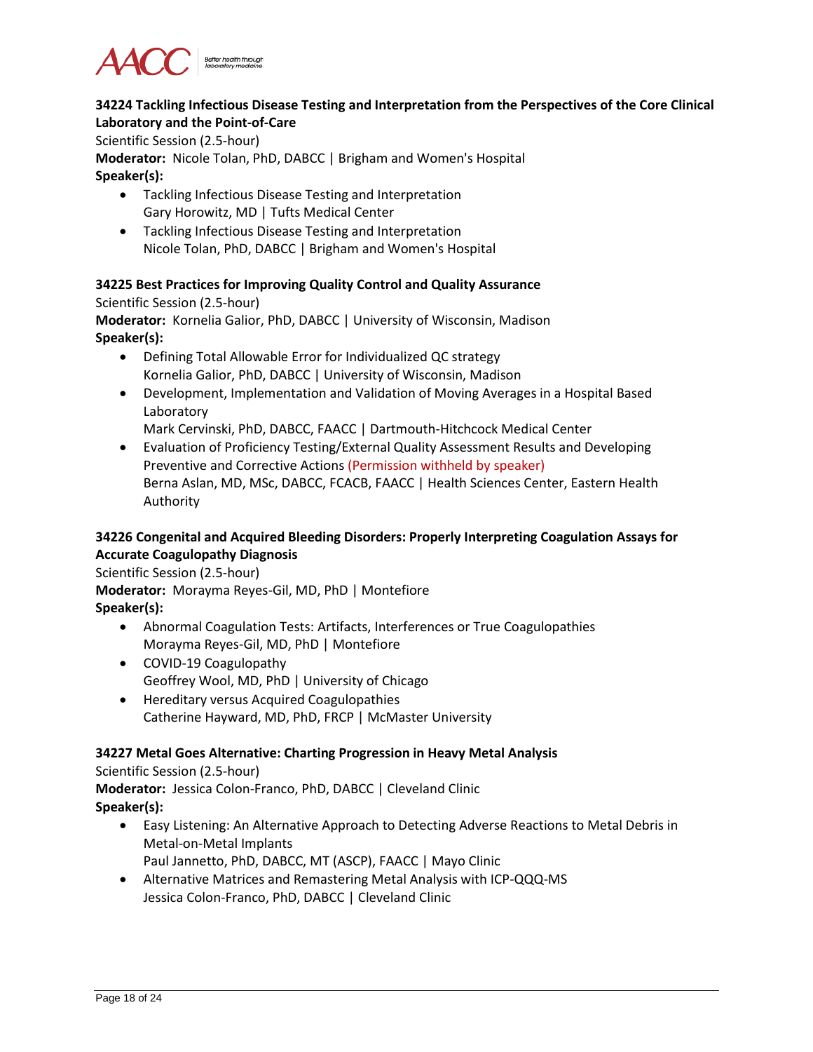### 34224 Tackling Infectious Disease Testing and Interpretation from the Perspectives of the Core Clinical Laboratory and the Point-of-Care

Scientific Session (2.5-hour)

**Moderator:** Nicole Tolan, PhD, DABCC | Brigham and Women's Hospital

**Speaker(s):**

- Tackling Infectious Disease Testing and Interpretation
  Gary Horowitz, MD | Tufts Medical Center
- Tackling Infectious Disease Testing and Interpretation
  Nicole Tolan, PhD, DABCC | Brigham and Women's Hospital

### 34225 Best Practices for Improving Quality Control and Quality Assurance

Scientific Session (2.5-hour)

**Moderator:** Kornelia Galior, PhD, DABCC | University of Wisconsin, Madison

**Speaker(s):**

- Defining Total Allowable Error for Individualized QC strategy
  Kornelia Galior, PhD, DABCC | University of Wisconsin, Madison
- Development, Implementation and Validation of Moving Averages in a Hospital Based Laboratory
  Mark Cervinski, PhD, DABCC, FAACC | Dartmouth-Hitchcock Medical Center
- Evaluation of Proficiency Testing/External Quality Assessment Results and Developing Preventive and Corrective Actions (Permission withheld by speaker)
  Berna Aslan, MD, MSc, DABCC, FCACB, FAACC | Health Sciences Center, Eastern Health Authority

### 34226 Congenital and Acquired Bleeding Disorders: Properly Interpreting Coagulation Assays for Accurate Coagulopathy Diagnosis

Scientific Session (2.5-hour)

**Moderator:** Morayma Reyes-Gil, MD, PhD | Montefiore

**Speaker(s):**

- Abnormal Coagulation Tests: Artifacts, Interferences or True Coagulopathies
  Morayma Reyes-Gil, MD, PhD | Montefiore
- COVID-19 Coagulopathy
  Geoffrey Wool, MD, PhD | University of Chicago
- Hereditary versus Acquired Coagulopathies
  Catherine Hayward, MD, PhD, FRCP | McMaster University

### 34227 Metal Goes Alternative: Charting Progression in Heavy Metal Analysis

Scientific Session (2.5-hour)

**Moderator:** Jessica Colon-Franco, PhD, DABCC | Cleveland Clinic

**Speaker(s):**

- Easy Listening: An Alternative Approach to Detecting Adverse Reactions to Metal Debris in Metal-on-Metal Implants
  Paul Jannetto, PhD, DABCC, MT (ASCP), FAACC | Mayo Clinic
- Alternative Matrices and Remastering Metal Analysis with ICP-QQQ-MS
  Jessica Colon-Franco, PhD, DABCC | Cleveland Clinic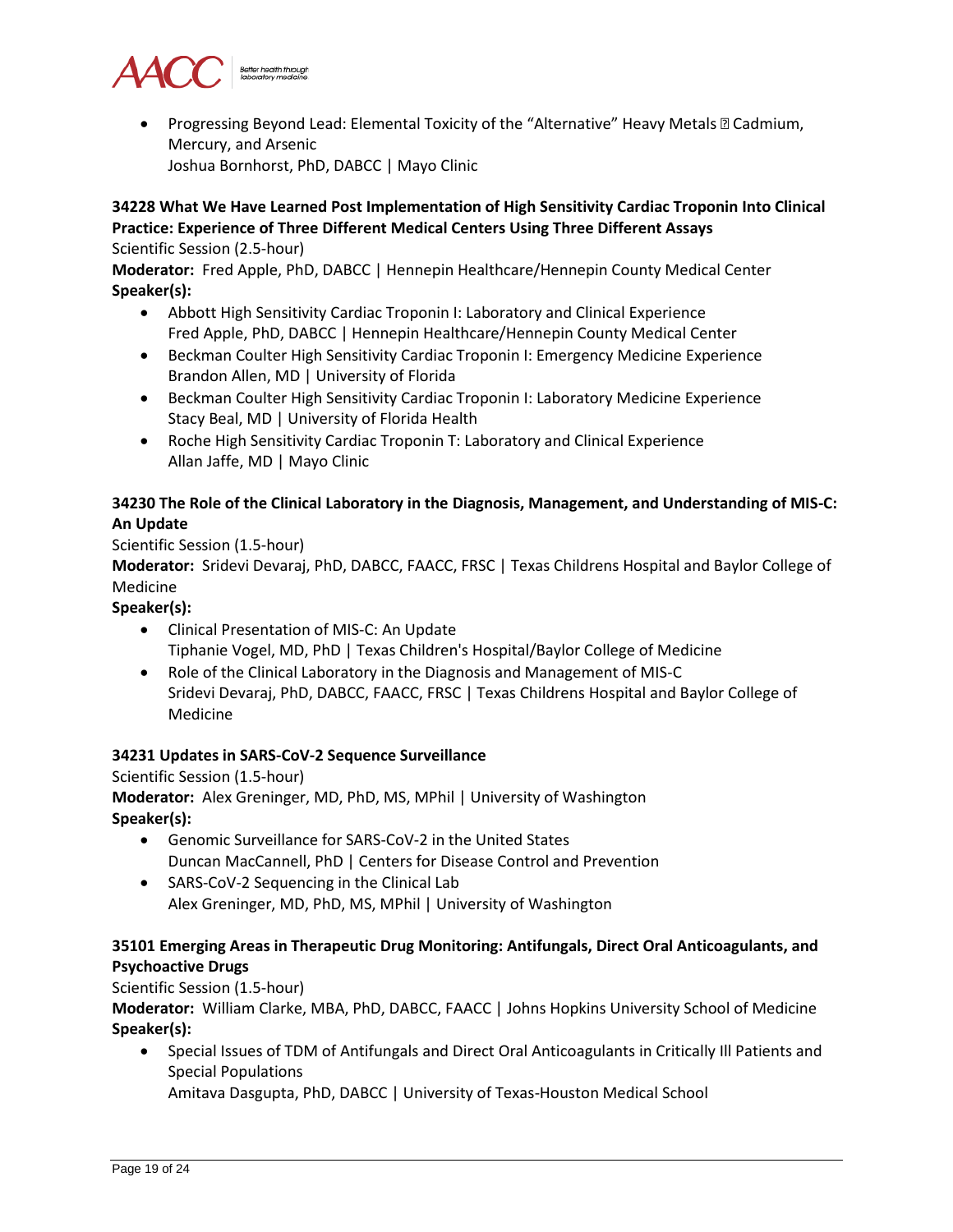- Progressing Beyond Lead: Elemental Toxicity of the “Alternative” Heavy Metals  Cadmium, Mercury, and Arsenic
  Joshua Bornhorst, PhD, DABCC | Mayo Clinic

**34228 What We Have Learned Post Implementation of High Sensitivity Cardiac Troponin Into Clinical Practice: Experience of Three Different Medical Centers Using Three Different Assays**
Scientific Session (2.5-hour)
**Moderator:** Fred Apple, PhD, DABCC | Hennepin Healthcare/Hennepin County Medical Center
**Speaker(s):**

- Abbott High Sensitivity Cardiac Troponin I: Laboratory and Clinical Experience
  Fred Apple, PhD, DABCC | Hennepin Healthcare/Hennepin County Medical Center
- Beckman Coulter High Sensitivity Cardiac Troponin I: Emergency Medicine Experience
  Brandon Allen, MD | University of Florida
- Beckman Coulter High Sensitivity Cardiac Troponin I: Laboratory Medicine Experience
  Stacy Beal, MD | University of Florida Health
- Roche High Sensitivity Cardiac Troponin T: Laboratory and Clinical Experience
  Allan Jaffe, MD | Mayo Clinic

**34230 The Role of the Clinical Laboratory in the Diagnosis, Management, and Understanding of MIS-C: An Update**
Scientific Session (1.5-hour)
**Moderator:** Sridevi Devaraj, PhD, DABCC, FAACC, FRSC | Texas Childrens Hospital and Baylor College of Medicine
**Speaker(s):**

- Clinical Presentation of MIS-C: An Update
  Tiphanie Vogel, MD, PhD | Texas Children's Hospital/Baylor College of Medicine
- Role of the Clinical Laboratory in the Diagnosis and Management of MIS-C
  Sridevi Devaraj, PhD, DABCC, FAACC, FRSC | Texas Childrens Hospital and Baylor College of Medicine

**34231 Updates in SARS-CoV-2 Sequence Surveillance**
Scientific Session (1.5-hour)
**Moderator:** Alex Greninger, MD, PhD, MS, MPhil | University of Washington
**Speaker(s):**

- Genomic Surveillance for SARS-CoV-2 in the United States
  Duncan MacCannell, PhD | Centers for Disease Control and Prevention
- SARS-CoV-2 Sequencing in the Clinical Lab
  Alex Greninger, MD, PhD, MS, MPhil | University of Washington

**35101 Emerging Areas in Therapeutic Drug Monitoring: Antifungals, Direct Oral Anticoagulants, and Psychoactive Drugs**
Scientific Session (1.5-hour)
**Moderator:** William Clarke, MBA, PhD, DABCC, FAACC | Johns Hopkins University School of Medicine
**Speaker(s):**

- Special Issues of TDM of Antifungals and Direct Oral Anticoagulants in Critically Ill Patients and Special Populations
  Amitava Dasgupta, PhD, DABCC | University of Texas-Houston Medical School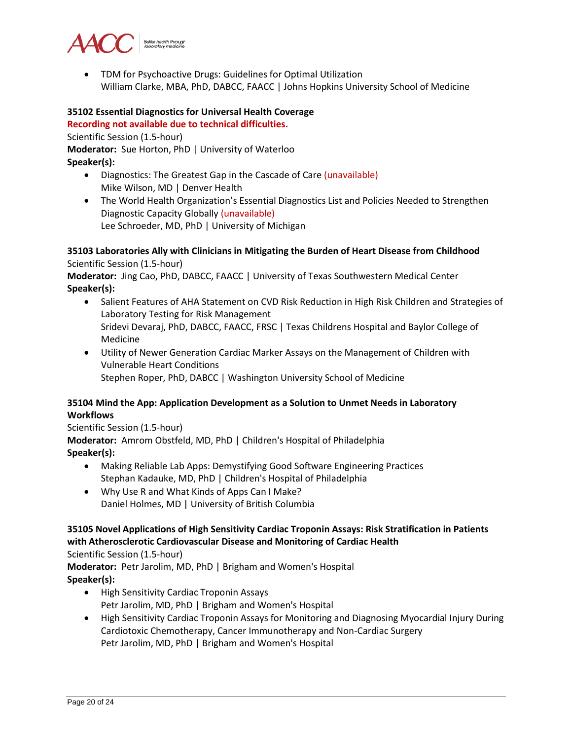- TDM for Psychoactive Drugs: Guidelines for Optimal Utilization
  William Clarke, MBA, PhD, DABCC, FAACC | Johns Hopkins University School of Medicine

**35102 Essential Diagnostics for Universal Health Coverage**
**Recording not available due to technical difficulties.**
Scientific Session (1.5-hour)
**Moderator:** Sue Horton, PhD | University of Waterloo
**Speaker(s):**

- Diagnostics: The Greatest Gap in the Cascade of Care (unavailable)
  Mike Wilson, MD | Denver Health
- The World Health Organization's Essential Diagnostics List and Policies Needed to Strengthen Diagnostic Capacity Globally (unavailable)
  Lee Schroeder, MD, PhD | University of Michigan

**35103 Laboratories Ally with Clinicians in Mitigating the Burden of Heart Disease from Childhood**
Scientific Session (1.5-hour)
**Moderator:** Jing Cao, PhD, DABCC, FAACC | University of Texas Southwestern Medical Center
**Speaker(s):**

- Salient Features of AHA Statement on CVD Risk Reduction in High Risk Children and Strategies of Laboratory Testing for Risk Management
  Sridevi Devaraj, PhD, DABCC, FAACC, FRSC | Texas Childrens Hospital and Baylor College of Medicine
- Utility of Newer Generation Cardiac Marker Assays on the Management of Children with Vulnerable Heart Conditions
  Stephen Roper, PhD, DABCC | Washington University School of Medicine

**35104 Mind the App: Application Development as a Solution to Unmet Needs in Laboratory Workflows**
Scientific Session (1.5-hour)
**Moderator:** Amrom Obstfeld, MD, PhD | Children's Hospital of Philadelphia
**Speaker(s):**

- Making Reliable Lab Apps: Demystifying Good Software Engineering Practices
  Stephan Kadauke, MD, PhD | Children's Hospital of Philadelphia
- Why Use R and What Kinds of Apps Can I Make?
  Daniel Holmes, MD | University of British Columbia

**35105 Novel Applications of High Sensitivity Cardiac Troponin Assays: Risk Stratification in Patients with Atherosclerotic Cardiovascular Disease and Monitoring of Cardiac Health**
Scientific Session (1.5-hour)
**Moderator:** Petr Jarolim, MD, PhD | Brigham and Women's Hospital
**Speaker(s):**

- High Sensitivity Cardiac Troponin Assays
  Petr Jarolim, MD, PhD | Brigham and Women's Hospital
- High Sensitivity Cardiac Troponin Assays for Monitoring and Diagnosing Myocardial Injury During Cardiotoxic Chemotherapy, Cancer Immunotherapy and Non-Cardiac Surgery
  Petr Jarolim, MD, PhD | Brigham and Women's Hospital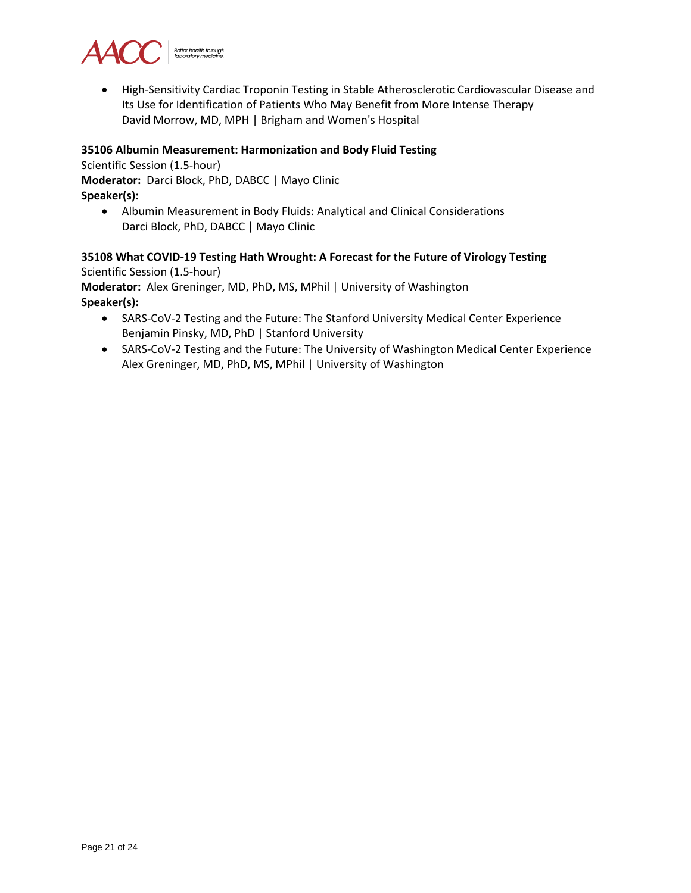- High-Sensitivity Cardiac Troponin Testing in Stable Atherosclerotic Cardiovascular Disease and Its Use for Identification of Patients Who May Benefit from More Intense Therapy
  David Morrow, MD, MPH | Brigham and Women's Hospital

**35106 Albumin Measurement: Harmonization and Body Fluid Testing**
Scientific Session (1.5-hour)
**Moderator:** Darci Block, PhD, DABCC | Mayo Clinic
**Speaker(s):**

- Albumin Measurement in Body Fluids: Analytical and Clinical Considerations
  Darci Block, PhD, DABCC | Mayo Clinic

**35108 What COVID-19 Testing Hath Wrought: A Forecast for the Future of Virology Testing**
Scientific Session (1.5-hour)
**Moderator:** Alex Greninger, MD, PhD, MS, MPhil | University of Washington
**Speaker(s):**

- SARS-CoV-2 Testing and the Future: The Stanford University Medical Center Experience
  Benjamin Pinsky, MD, PhD | Stanford University
- SARS-CoV-2 Testing and the Future: The University of Washington Medical Center Experience
  Alex Greninger, MD, PhD, MS, MPhil | University of Washington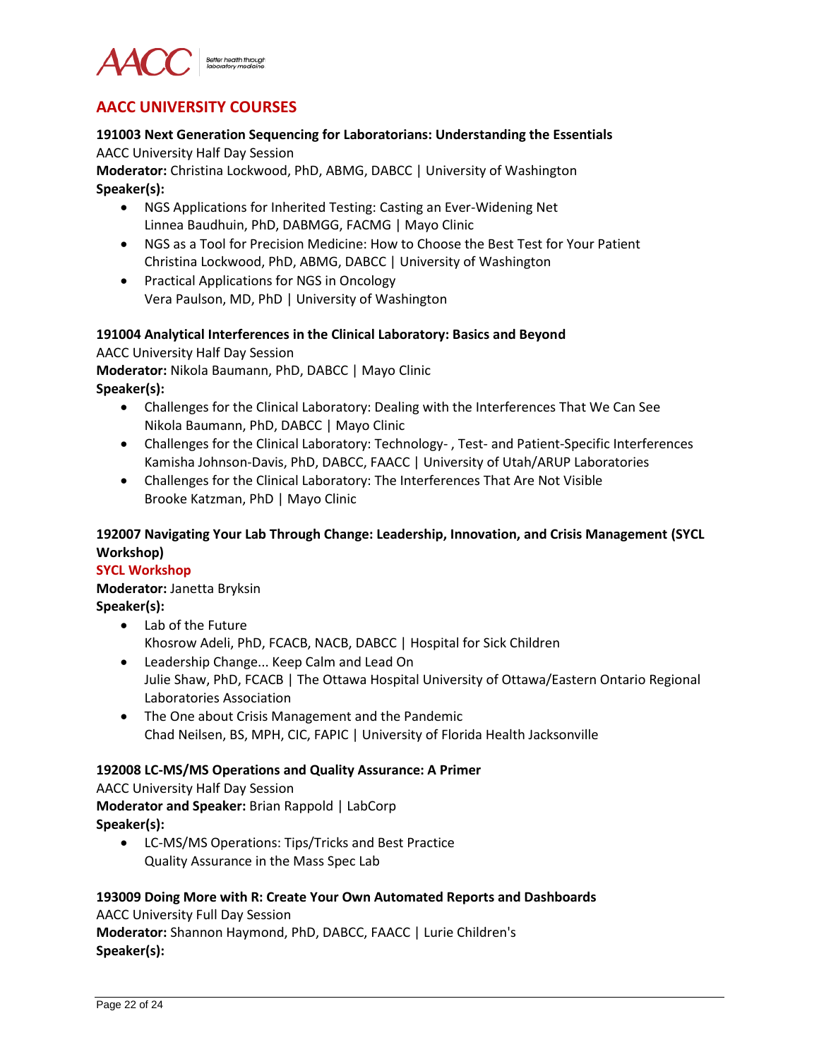## AACC UNIVERSITY COURSES

**191003 Next Generation Sequencing for Laboratorians: Understanding the Essentials**

AACC University Half Day Session

**Moderator:** Christina Lockwood, PhD, ABMG, DABCC | University of Washington

**Speaker(s):**

- NGS Applications for Inherited Testing: Casting an Ever-Widening Net
  Linnea Baudhuin, PhD, DABMGG, FACMG | Mayo Clinic
- NGS as a Tool for Precision Medicine: How to Choose the Best Test for Your Patient
  Christina Lockwood, PhD, ABMG, DABCC | University of Washington
- Practical Applications for NGS in Oncology
  Vera Paulson, MD, PhD | University of Washington

**191004 Analytical Interferences in the Clinical Laboratory: Basics and Beyond**

AACC University Half Day Session

**Moderator:** Nikola Baumann, PhD, DABCC | Mayo Clinic

**Speaker(s):**

- Challenges for the Clinical Laboratory: Dealing with the Interferences That We Can See
  Nikola Baumann, PhD, DABCC | Mayo Clinic
- Challenges for the Clinical Laboratory: Technology- , Test- and Patient-Specific Interferences
  Kamisha Johnson-Davis, PhD, DABCC, FAACC | University of Utah/ARUP Laboratories
- Challenges for the Clinical Laboratory: The Interferences That Are Not Visible
  Brooke Katzman, PhD | Mayo Clinic

**192007 Navigating Your Lab Through Change: Leadership, Innovation, and Crisis Management (SYCL Workshop)**

**SYCL Workshop**

**Moderator:** Janetta Bryksin

**Speaker(s):**

- Lab of the Future
  Khosrow Adeli, PhD, FCACB, NACB, DABCC | Hospital for Sick Children
- Leadership Change... Keep Calm and Lead On
  Julie Shaw, PhD, FCACB | The Ottawa Hospital University of Ottawa/Eastern Ontario Regional Laboratories Association
- The One about Crisis Management and the Pandemic
  Chad Neilsen, BS, MPH, CIC, FAPIC | University of Florida Health Jacksonville

**192008 LC-MS/MS Operations and Quality Assurance: A Primer**

AACC University Half Day Session

**Moderator and Speaker:** Brian Rappold | LabCorp

**Speaker(s):**

- LC-MS/MS Operations: Tips/Tricks and Best Practice
  Quality Assurance in the Mass Spec Lab

**193009 Doing More with R: Create Your Own Automated Reports and Dashboards**

AACC University Full Day Session

**Moderator:** Shannon Haymond, PhD, DABCC, FAACC | Lurie Children's

**Speaker(s):**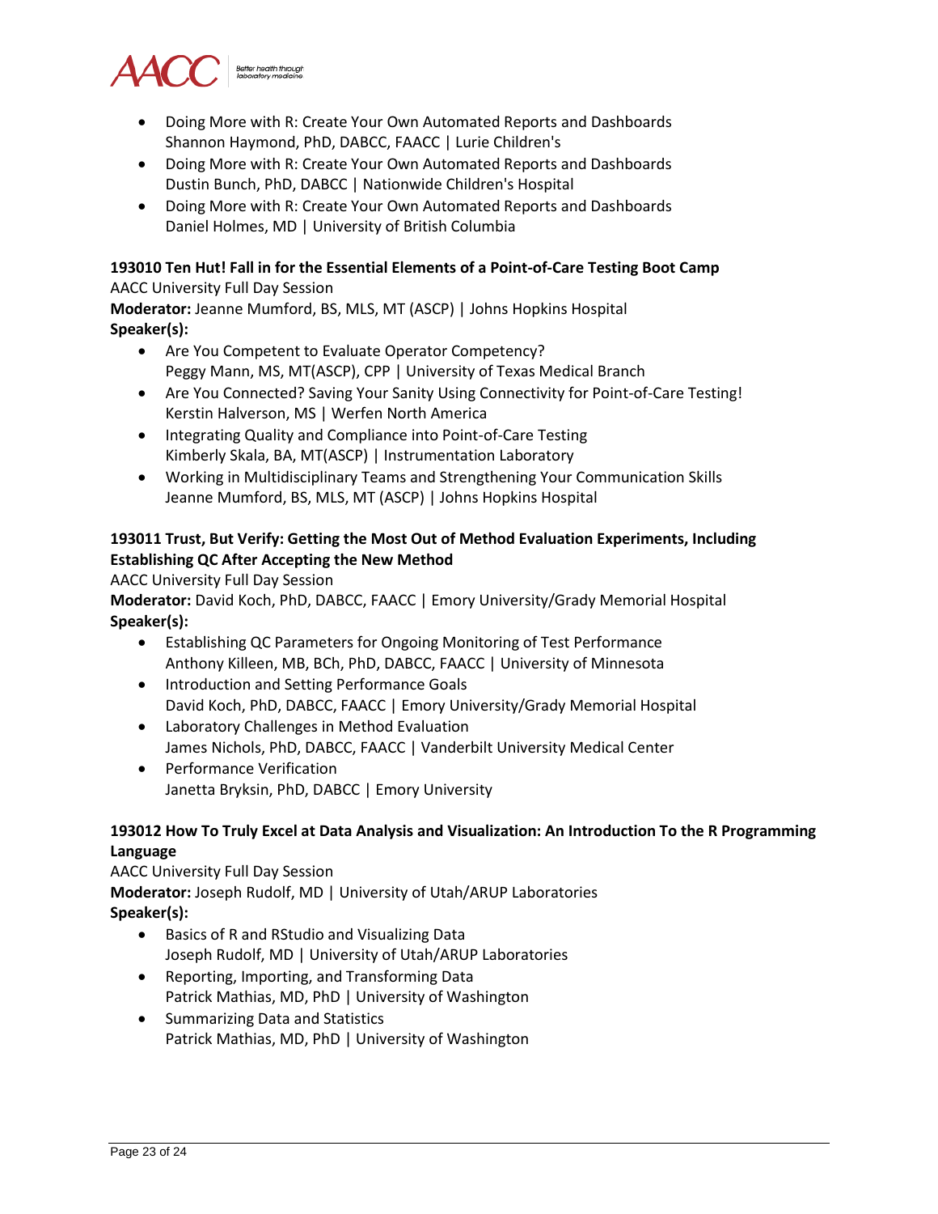- Doing More with R: Create Your Own Automated Reports and Dashboards
  Shannon Haymond, PhD, DABCC, FAACC | Lurie Children's
- Doing More with R: Create Your Own Automated Reports and Dashboards
  Dustin Bunch, PhD, DABCC | Nationwide Children's Hospital
- Doing More with R: Create Your Own Automated Reports and Dashboards
  Daniel Holmes, MD | University of British Columbia

**193010 Ten Hut! Fall in for the Essential Elements of a Point-of-Care Testing Boot Camp**
AACC University Full Day Session
**Moderator:** Jeanne Mumford, BS, MLS, MT (ASCP) | Johns Hopkins Hospital
**Speaker(s):**

- Are You Competent to Evaluate Operator Competency?
  Peggy Mann, MS, MT(ASCP), CPP | University of Texas Medical Branch
- Are You Connected? Saving Your Sanity Using Connectivity for Point-of-Care Testing!
  Kerstin Halverson, MS | Werfen North America
- Integrating Quality and Compliance into Point-of-Care Testing
  Kimberly Skala, BA, MT(ASCP) | Instrumentation Laboratory
- Working in Multidisciplinary Teams and Strengthening Your Communication Skills
  Jeanne Mumford, BS, MLS, MT (ASCP) | Johns Hopkins Hospital

**193011 Trust, But Verify: Getting the Most Out of Method Evaluation Experiments, Including Establishing QC After Accepting the New Method**
AACC University Full Day Session
**Moderator:** David Koch, PhD, DABCC, FAACC | Emory University/Grady Memorial Hospital
**Speaker(s):**

- Establishing QC Parameters for Ongoing Monitoring of Test Performance
  Anthony Killeen, MB, BCh, PhD, DABCC, FAACC | University of Minnesota
- Introduction and Setting Performance Goals
  David Koch, PhD, DABCC, FAACC | Emory University/Grady Memorial Hospital
- Laboratory Challenges in Method Evaluation
  James Nichols, PhD, DABCC, FAACC | Vanderbilt University Medical Center
- Performance Verification
  Janetta Bryksin, PhD, DABCC | Emory University

**193012 How To Truly Excel at Data Analysis and Visualization: An Introduction To the R Programming Language**
AACC University Full Day Session
**Moderator:** Joseph Rudolf, MD | University of Utah/ARUP Laboratories
**Speaker(s):**

- Basics of R and RStudio and Visualizing Data
  Joseph Rudolf, MD | University of Utah/ARUP Laboratories
- Reporting, Importing, and Transforming Data
  Patrick Mathias, MD, PhD | University of Washington
- Summarizing Data and Statistics
  Patrick Mathias, MD, PhD | University of Washington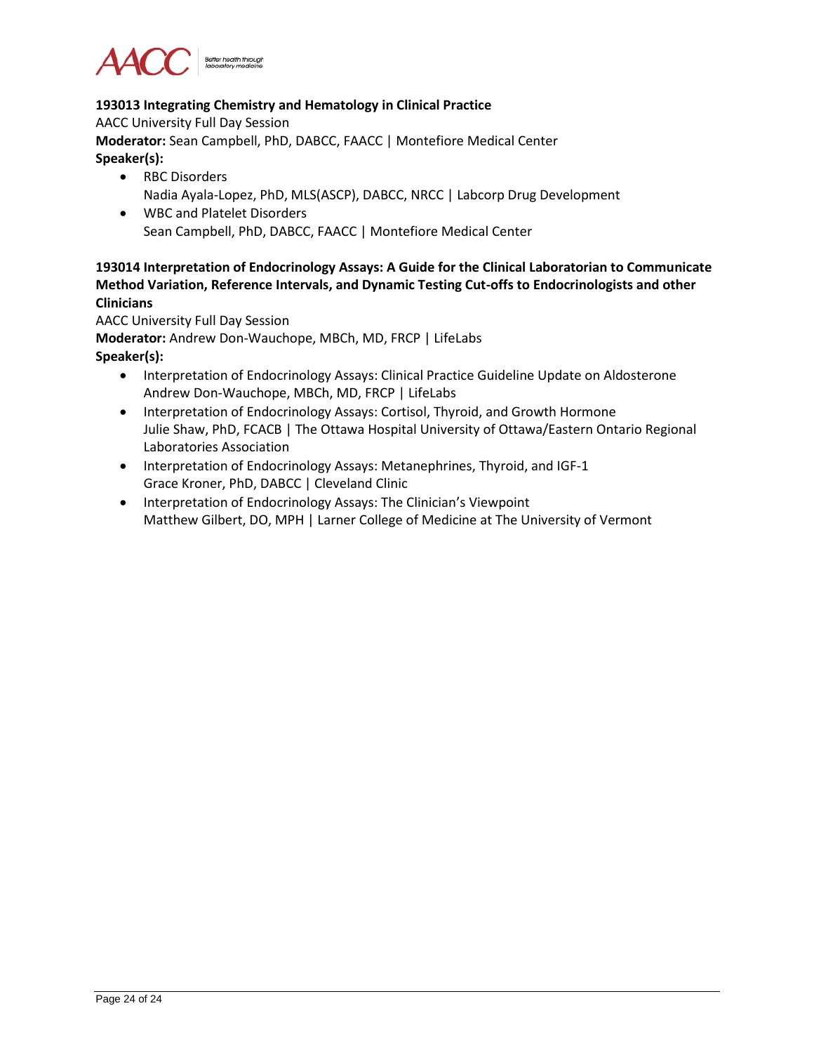**193013 Integrating Chemistry and Hematology in Clinical Practice**

AACC University Full Day Session

**Moderator:** Sean Campbell, PhD, DABCC, FAACC | Montefiore Medical Center

**Speaker(s):**

- RBC Disorders
  Nadia Ayala-Lopez, PhD, MLS(ASCP), DABCC, NRCC | Labcorp Drug Development
- WBC and Platelet Disorders
  Sean Campbell, PhD, DABCC, FAACC | Montefiore Medical Center

**193014 Interpretation of Endocrinology Assays: A Guide for the Clinical Laboratorian to Communicate Method Variation, Reference Intervals, and Dynamic Testing Cut-offs to Endocrinologists and other Clinicians**

AACC University Full Day Session

**Moderator:** Andrew Don-Wauchope, MBCh, MD, FRCP | LifeLabs

**Speaker(s):**

- Interpretation of Endocrinology Assays: Clinical Practice Guideline Update on Aldosterone
  Andrew Don-Wauchope, MBCh, MD, FRCP | LifeLabs
- Interpretation of Endocrinology Assays: Cortisol, Thyroid, and Growth Hormone
  Julie Shaw, PhD, FCACB | The Ottawa Hospital University of Ottawa/Eastern Ontario Regional Laboratories Association
- Interpretation of Endocrinology Assays: Metanephrines, Thyroid, and IGF-1
  Grace Kroner, PhD, DABCC | Cleveland Clinic
- Interpretation of Endocrinology Assays: The Clinician's Viewpoint
  Matthew Gilbert, DO, MPH | Larner College of Medicine at The University of Vermont